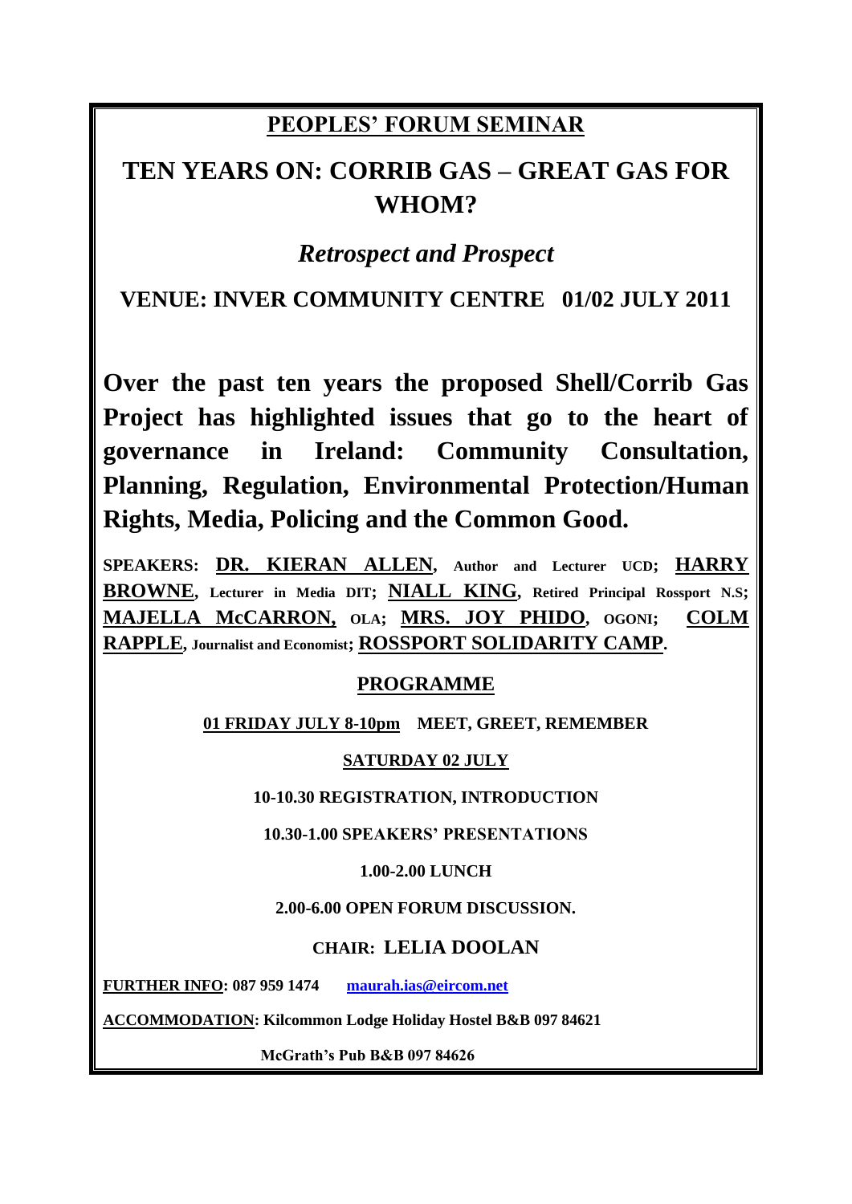# PEOPLES' FORUM SEMINAR

# TEN YEARS ON: CORRIB GAS – GREAT GAS FOR WHOM?

## *Retrospect and Prospect*

**VENUE: INVER COMMUNITY CENTRE 01/02 JULY 2011**

**Over the past ten years the proposed Shell/Corrib Gas Project has highlighted issues that go to the heart of governance in Ireland: Community Consultation, Planning, Regulation, Environmental Protection/Human Rights, Media, Policing and the Common Good.**

**SPEAKERS: DR. KIERAN ALLEN, Author and Lecturer UCD; HARRY BROWNE, Lecturer in Media DIT; NIALL KING, Retired Principal Rossport N.S; MAJELLA McCARRON, OLA; MRS. JOY PHIDO, OGONI; COLM RAPPLE, Journalist and Economist; ROSSPORT SOLIDARITY CAMP.**

**PROGRAMME**

**01 FRIDAY JULY 8-10pm** MEET, GREET, REMEMBER

**SATURDAY 02 JULY**

**10-10.30 REGISTRATION, INTRODUCTION**

**10.30-1.00 SPEAKERS' PRESENTATIONS**

**1.00-2.00 LUNCH**

**2.00-6.00 OPEN FORUM DISCUSSION.**

**CHAIR: LELIA DOOLAN**

**FURTHER INFO: 087 959 1474** maurah.ias@eircom.net

**ACCOMMODATION: Kilcommon Lodge Holiday Hostel B&B 097 84621**

**McGrath's Pub B&B 097 84626**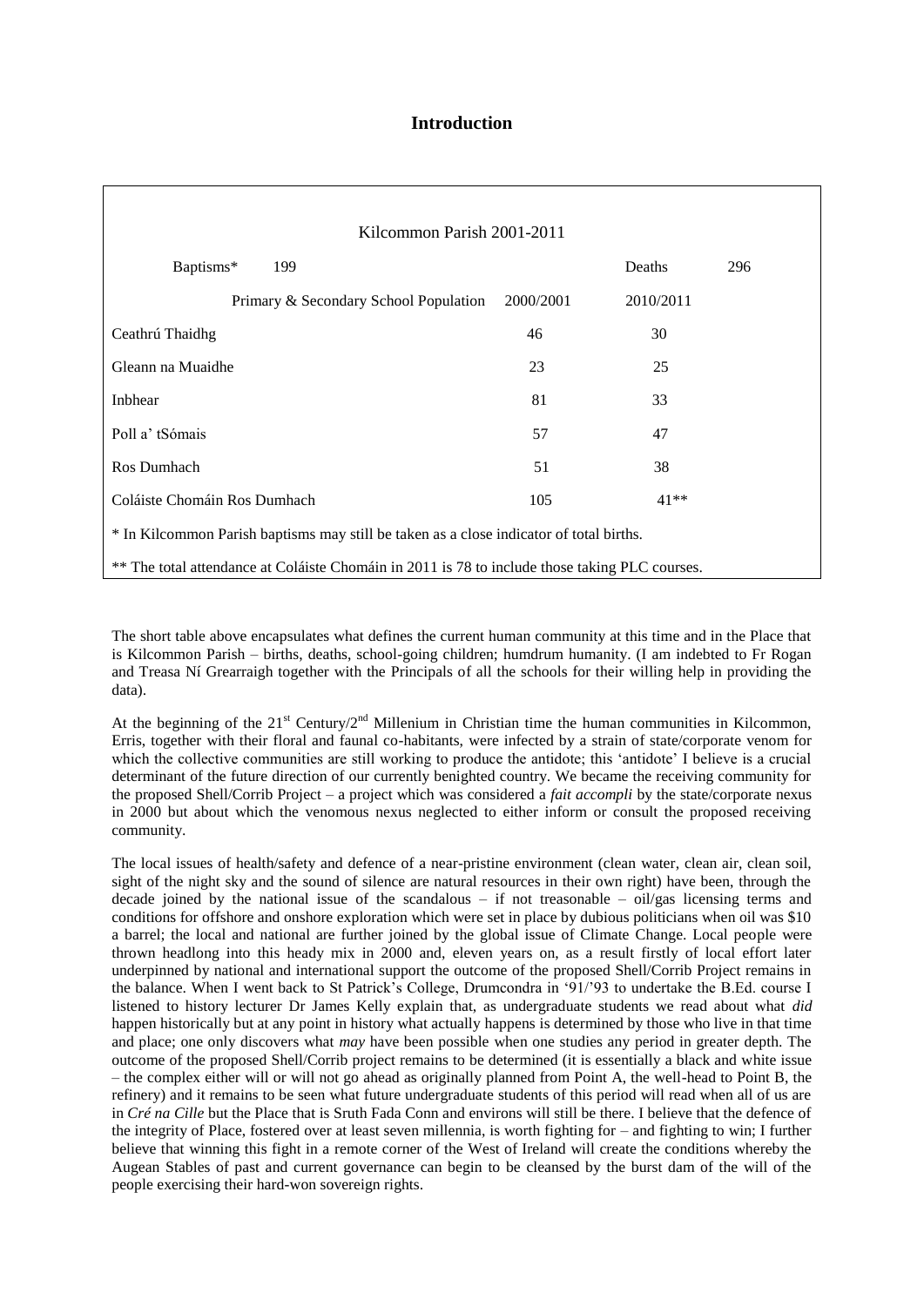## Introduction

| Kilcommon Parish 2001-2011 | | |
|---|---|---|
| Baptisms* 199 | | Deaths 296 |
| Primary & Secondary School Population | 2000/2001 | 2010/2011 |
| Ceathrú Thaidhg | 46 | 30 |
| Gleann na Muaidhe | 23 | 25 |
| Inbhear | 81 | 33 |
| Poll a' tSómais | 57 | 47 |
| Ros Dumhach | 51 | 38 |
| Coláiste Chomáin Ros Dumhach | 105 | 41** |

\* In Kilcommon Parish baptisms may still be taken as a close indicator of total births.

\** The total attendance at Coláiste Chomáin in 2011 is 78 to include those taking PLC courses.

The short table above encapsulates what defines the current human community at this time and in the Place that is Kilcommon Parish – births, deaths, school-going children; humdrum humanity. (I am indebted to Fr Rogan and Treasa Ní Grearraigh together with the Principals of all the schools for their willing help in providing the data).

At the beginning of the 21st Century/2nd Millenium in Christian time the human communities in Kilcommon, Erris, together with their floral and faunal co-habitants, were infected by a strain of state/corporate venom for which the collective communities are still working to produce the antidote; this 'antidote' I believe is a crucial determinant of the future direction of our currently benighted country. We became the receiving community for the proposed Shell/Corrib Project – a project which was considered a *fait accompli* by the state/corporate nexus in 2000 but about which the venomous nexus neglected to either inform or consult the proposed receiving community.

The local issues of health/safety and defence of a near-pristine environment (clean water, clean air, clean soil, sight of the night sky and the sound of silence are natural resources in their own right) have been, through the decade joined by the national issue of the scandalous – if not treasonable – oil/gas licensing terms and conditions for offshore and onshore exploration which were set in place by dubious politicians when oil was $10 a barrel; the local and national are further joined by the global issue of Climate Change. Local people were thrown headlong into this heady mix in 2000 and, eleven years on, as a result firstly of local effort later underpinned by national and international support the outcome of the proposed Shell/Corrib Project remains in the balance. When I went back to St Patrick's College, Drumcondra in '91/'93 to undertake the B.Ed. course I listened to history lecturer Dr James Kelly explain that, as undergraduate students we read about what *did* happen historically but at any point in history what actually happens is determined by those who live in that time and place; one only discovers what *may* have been possible when one studies any period in greater depth. The outcome of the proposed Shell/Corrib project remains to be determined (it is essentially a black and white issue – the complex either will or will not go ahead as originally planned from Point A, the well-head to Point B, the refinery) and it remains to be seen what future undergraduate students of this period will read when all of us are in *Cré na Cille* but the Place that is Sruth Fada Conn and environs will still be there. I believe that the defence of the integrity of Place, fostered over at least seven millennia, is worth fighting for – and fighting to win; I further believe that winning this fight in a remote corner of the West of Ireland will create the conditions whereby the Augean Stables of past and current governance can begin to be cleansed by the burst dam of the will of the people exercising their hard-won sovereign rights.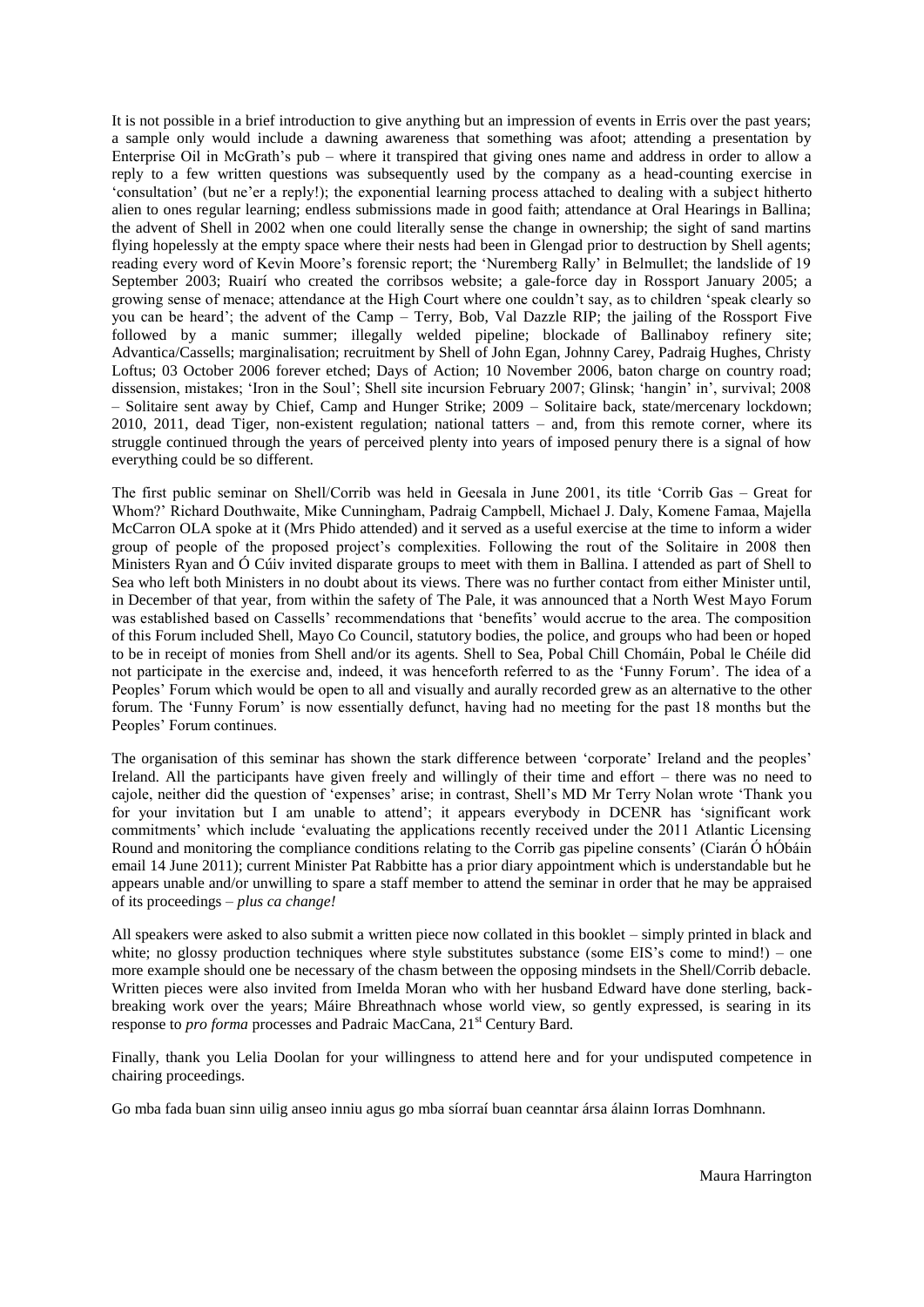It is not possible in a brief introduction to give anything but an impression of events in Erris over the past years; a sample only would include a dawning awareness that something was afoot; attending a presentation by Enterprise Oil in McGrath's pub – where it transpired that giving ones name and address in order to allow a reply to a few written questions was subsequently used by the company as a head-counting exercise in 'consultation' (but ne'er a reply!); the exponential learning process attached to dealing with a subject hitherto alien to ones regular learning; endless submissions made in good faith; attendance at Oral Hearings in Ballina; the advent of Shell in 2002 when one could literally sense the change in ownership; the sight of sand martins flying hopelessly at the empty space where their nests had been in Glengad prior to destruction by Shell agents; reading every word of Kevin Moore's forensic report; the 'Nuremberg Rally' in Belmullet; the landslide of 19 September 2003; Ruairí who created the corribsos website; a gale-force day in Rossport January 2005; a growing sense of menace; attendance at the High Court where one couldn't say, as to children 'speak clearly so you can be heard'; the advent of the Camp – Terry, Bob, Val Dazzle RIP; the jailing of the Rossport Five followed by a manic summer; illegally welded pipeline; blockade of Ballinaboy refinery site; Advantica/Cassells; marginalisation; recruitment by Shell of John Egan, Johnny Carey, Padraig Hughes, Christy Loftus; 03 October 2006 forever etched; Days of Action; 10 November 2006, baton charge on country road; dissension, mistakes; 'Iron in the Soul'; Shell site incursion February 2007; Glinsk; 'hangin' in', survival; 2008 – Solitaire sent away by Chief, Camp and Hunger Strike; 2009 – Solitaire back, state/mercenary lockdown; 2010, 2011, dead Tiger, non-existent regulation; national tatters – and, from this remote corner, where its struggle continued through the years of perceived plenty into years of imposed penury there is a signal of how everything could be so different.

The first public seminar on Shell/Corrib was held in Geesala in June 2001, its title 'Corrib Gas – Great for Whom?' Richard Douthwaite, Mike Cunningham, Padraig Campbell, Michael J. Daly, Komene Famaa, Majella McCarron OLA spoke at it (Mrs Phido attended) and it served as a useful exercise at the time to inform a wider group of people of the proposed project's complexities. Following the rout of the Solitaire in 2008 then Ministers Ryan and Ó Cúiv invited disparate groups to meet with them in Ballina. I attended as part of Shell to Sea who left both Ministers in no doubt about its views. There was no further contact from either Minister until, in December of that year, from within the safety of The Pale, it was announced that a North West Mayo Forum was established based on Cassells' recommendations that 'benefits' would accrue to the area. The composition of this Forum included Shell, Mayo Co Council, statutory bodies, the police, and groups who had been or hoped to be in receipt of monies from Shell and/or its agents. Shell to Sea, Pobal Chill Chomáin, Pobal le Chéile did not participate in the exercise and, indeed, it was henceforth referred to as the 'Funny Forum'. The idea of a Peoples' Forum which would be open to all and visually and aurally recorded grew as an alternative to the other forum. The 'Funny Forum' is now essentially defunct, having had no meeting for the past 18 months but the Peoples' Forum continues.

The organisation of this seminar has shown the stark difference between 'corporate' Ireland and the peoples' Ireland. All the participants have given freely and willingly of their time and effort – there was no need to cajole, neither did the question of 'expenses' arise; in contrast, Shell's MD Mr Terry Nolan wrote 'Thank you for your invitation but I am unable to attend'; it appears everybody in DCENR has 'significant work commitments' which include 'evaluating the applications recently received under the 2011 Atlantic Licensing Round and monitoring the compliance conditions relating to the Corrib gas pipeline consents' (Ciarán Ó hÓbáin email 14 June 2011); current Minister Pat Rabbitte has a prior diary appointment which is understandable but he appears unable and/or unwilling to spare a staff member to attend the seminar in order that he may be appraised of its proceedings – *plus ca change!*

All speakers were asked to also submit a written piece now collated in this booklet – simply printed in black and white; no glossy production techniques where style substitutes substance (some EIS's come to mind!) – one more example should one be necessary of the chasm between the opposing mindsets in the Shell/Corrib debacle. Written pieces were also invited from Imelda Moran who with her husband Edward have done sterling, back-breaking work over the years; Máire Bhreathnach whose world view, so gently expressed, is searing in its response to *pro forma* processes and Padraic MacCana, 21st Century Bard.

Finally, thank you Lelia Doolan for your willingness to attend here and for your undisputed competence in chairing proceedings.

Go mba fada buan sinn uilig anseo inniu agus go mba síorraí buan ceanntar ársa álainn Iorras Domhnann.

Maura Harrington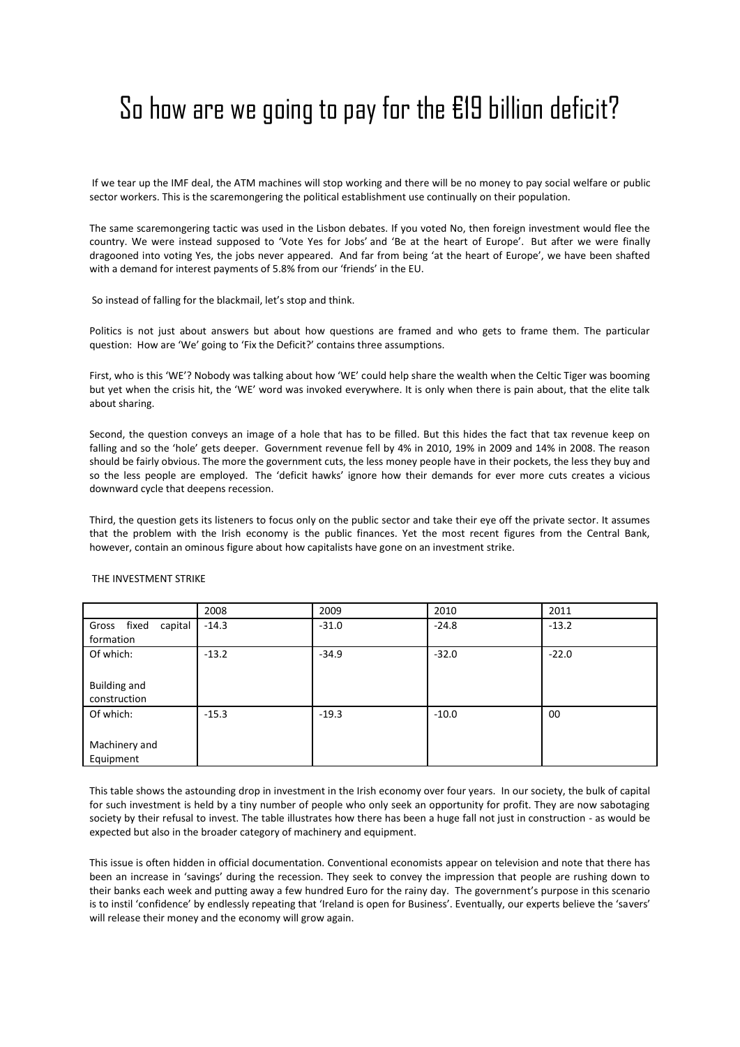# So how are we going to pay for the €19 billion deficit?

If we tear up the IMF deal, the ATM machines will stop working and there will be no money to pay social welfare or public sector workers. This is the scaremongering the political establishment use continually on their population.

The same scaremongering tactic was used in the Lisbon debates. If you voted No, then foreign investment would flee the country. We were instead supposed to 'Vote Yes for Jobs' and 'Be at the heart of Europe'. But after we were finally dragooned into voting Yes, the jobs never appeared. And far from being 'at the heart of Europe', we have been shafted with a demand for interest payments of 5.8% from our 'friends' in the EU.

So instead of falling for the blackmail, let's stop and think.

Politics is not just about answers but about how questions are framed and who gets to frame them. The particular question: How are 'We' going to 'Fix the Deficit?' contains three assumptions.

First, who is this 'WE'? Nobody was talking about how 'WE' could help share the wealth when the Celtic Tiger was booming but yet when the crisis hit, the 'WE' word was invoked everywhere. It is only when there is pain about, that the elite talk about sharing.

Second, the question conveys an image of a hole that has to be filled. But this hides the fact that tax revenue keep on falling and so the 'hole' gets deeper. Government revenue fell by 4% in 2010, 19% in 2009 and 14% in 2008. The reason should be fairly obvious. The more the government cuts, the less money people have in their pockets, the less they buy and so the less people are employed. The 'deficit hawks' ignore how their demands for ever more cuts creates a vicious downward cycle that deepens recession.

Third, the question gets its listeners to focus only on the public sector and take their eye off the private sector. It assumes that the problem with the Irish economy is the public finances. Yet the most recent figures from the Central Bank, however, contain an ominous figure about how capitalists have gone on an investment strike.

THE INVESTMENT STRIKE

| | 2008 | 2009 | 2010 | 2011 |
|---|---|---|---|---|
| Gross fixed capital formation | -14.3 | -31.0 | -24.8 | -13.2 |
| Of which: Building and construction | -13.2 | -34.9 | -32.0 | -22.0 |
| Of which: Machinery and Equipment | -15.3 | -19.3 | -10.0 | 00 |

This table shows the astounding drop in investment in the Irish economy over four years. In our society, the bulk of capital for such investment is held by a tiny number of people who only seek an opportunity for profit. They are now sabotaging society by their refusal to invest. The table illustrates how there has been a huge fall not just in construction - as would be expected but also in the broader category of machinery and equipment.

This issue is often hidden in official documentation. Conventional economists appear on television and note that there has been an increase in 'savings' during the recession. They seek to convey the impression that people are rushing down to their banks each week and putting away a few hundred Euro for the rainy day. The government's purpose in this scenario is to instil 'confidence' by endlessly repeating that 'Ireland is open for Business'. Eventually, our experts believe the 'savers' will release their money and the economy will grow again.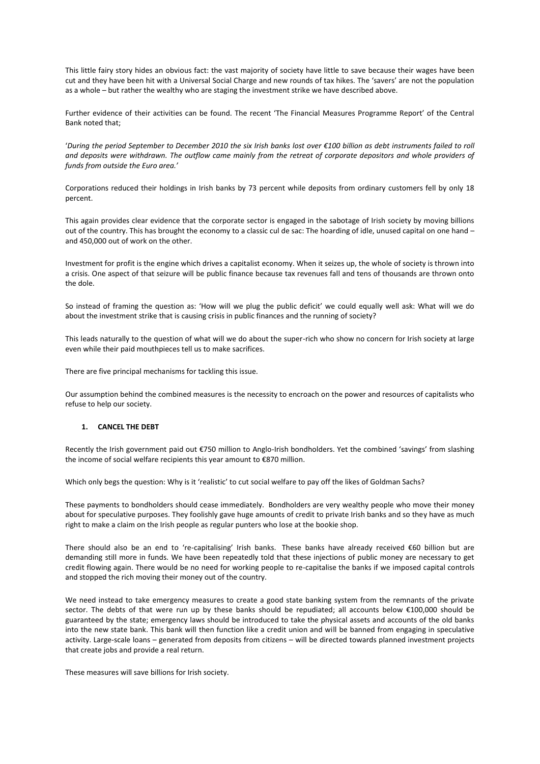This little fairy story hides an obvious fact: the vast majority of society have little to save because their wages have been cut and they have been hit with a Universal Social Charge and new rounds of tax hikes. The 'savers' are not the population as a whole – but rather the wealthy who are staging the investment strike we have described above.

Further evidence of their activities can be found. The recent 'The Financial Measures Programme Report' of the Central Bank noted that;

'*During the period September to December 2010 the six Irish banks lost over €100 billion as debt instruments failed to roll and deposits were withdrawn. The outflow came mainly from the retreat of corporate depositors and whole providers of funds from outside the Euro area.*'

Corporations reduced their holdings in Irish banks by 73 percent while deposits from ordinary customers fell by only 18 percent.

This again provides clear evidence that the corporate sector is engaged in the sabotage of Irish society by moving billions out of the country. This has brought the economy to a classic cul de sac: The hoarding of idle, unused capital on one hand – and 450,000 out of work on the other.

Investment for profit is the engine which drives a capitalist economy. When it seizes up, the whole of society is thrown into a crisis. One aspect of that seizure will be public finance because tax revenues fall and tens of thousands are thrown onto the dole.

So instead of framing the question as: 'How will we plug the public deficit' we could equally well ask: What will we do about the investment strike that is causing crisis in public finances and the running of society?

This leads naturally to the question of what will we do about the super-rich who show no concern for Irish society at large even while their paid mouthpieces tell us to make sacrifices.

There are five principal mechanisms for tackling this issue.

Our assumption behind the combined measures is the necessity to encroach on the power and resources of capitalists who refuse to help our society.

## 1. CANCEL THE DEBT

Recently the Irish government paid out €750 million to Anglo-Irish bondholders. Yet the combined 'savings' from slashing the income of social welfare recipients this year amount to €870 million.

Which only begs the question: Why is it 'realistic' to cut social welfare to pay off the likes of Goldman Sachs?

These payments to bondholders should cease immediately. Bondholders are very wealthy people who move their money about for speculative purposes. They foolishly gave huge amounts of credit to private Irish banks and so they have as much right to make a claim on the Irish people as regular punters who lose at the bookie shop.

There should also be an end to 're-capitalising' Irish banks. These banks have already received €60 billion but are demanding still more in funds. We have been repeatedly told that these injections of public money are necessary to get credit flowing again. There would be no need for working people to re-capitalise the banks if we imposed capital controls and stopped the rich moving their money out of the country.

We need instead to take emergency measures to create a good state banking system from the remnants of the private sector. The debts of that were run up by these banks should be repudiated; all accounts below €100,000 should be guaranteed by the state; emergency laws should be introduced to take the physical assets and accounts of the old banks into the new state bank. This bank will then function like a credit union and will be banned from engaging in speculative activity. Large-scale loans – generated from deposits from citizens – will be directed towards planned investment projects that create jobs and provide a real return.

These measures will save billions for Irish society.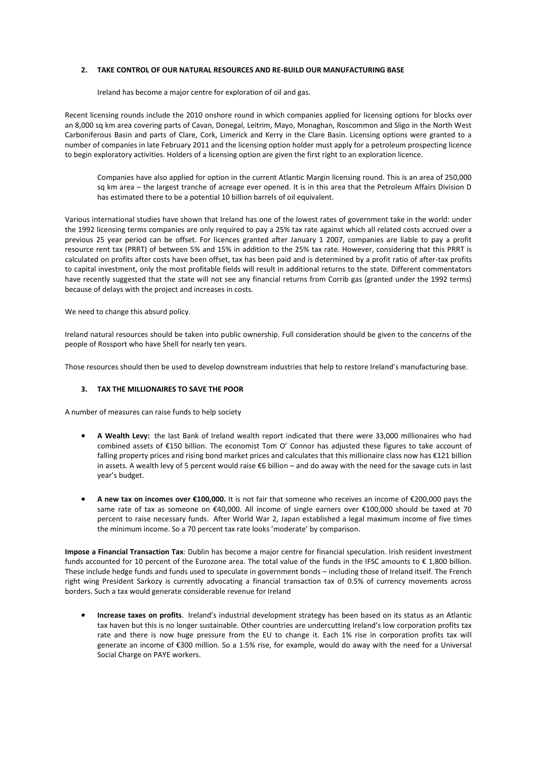## 2. TAKE CONTROL OF OUR NATURAL RESOURCES AND RE-BUILD OUR MANUFACTURING BASE

Ireland has become a major centre for exploration of oil and gas.

Recent licensing rounds include the 2010 onshore round in which companies applied for licensing options for blocks over an 8,000 sq km area covering parts of Cavan, Donegal, Leitrim, Mayo, Monaghan, Roscommon and Sligo in the North West Carboniferous Basin and parts of Clare, Cork, Limerick and Kerry in the Clare Basin. Licensing options were granted to a number of companies in late February 2011 and the licensing option holder must apply for a petroleum prospecting licence to begin exploratory activities. Holders of a licensing option are given the first right to an exploration licence.

Companies have also applied for option in the current Atlantic Margin licensing round. This is an area of 250,000 sq km area – the largest tranche of acreage ever opened. It is in this area that the Petroleum Affairs Division D has estimated there to be a potential 10 billion barrels of oil equivalent.

Various international studies have shown that Ireland has one of the lowest rates of government take in the world: under the 1992 licensing terms companies are only required to pay a 25% tax rate against which all related costs accrued over a previous 25 year period can be offset. For licences granted after January 1 2007, companies are liable to pay a profit resource rent tax (PRRT) of between 5% and 15% in addition to the 25% tax rate. However, considering that this PRRT is calculated on profits after costs have been offset, tax has been paid and is determined by a profit ratio of after-tax profits to capital investment, only the most profitable fields will result in additional returns to the state. Different commentators have recently suggested that the state will not see any financial returns from Corrib gas (granted under the 1992 terms) because of delays with the project and increases in costs.

We need to change this absurd policy.

Ireland natural resources should be taken into public ownership. Full consideration should be given to the concerns of the people of Rossport who have Shell for nearly ten years.

Those resources should then be used to develop downstream industries that help to restore Ireland's manufacturing base.

## 3. TAX THE MILLIONAIRES TO SAVE THE POOR

A number of measures can raise funds to help society

- **A Wealth Levy:** the last Bank of Ireland wealth report indicated that there were 33,000 millionaires who had combined assets of €150 billion. The economist Tom O' Connor has adjusted these figures to take account of falling property prices and rising bond market prices and calculates that this millionaire class now has €121 billion in assets. A wealth levy of 5 percent would raise €6 billion – and do away with the need for the savage cuts in last year's budget.

- **A new tax on incomes over €100,000.** It is not fair that someone who receives an income of €200,000 pays the same rate of tax as someone on €40,000. All income of single earners over €100,000 should be taxed at 70 percent to raise necessary funds. After World War 2, Japan established a legal maximum income of five times the minimum income. So a 70 percent tax rate looks 'moderate' by comparison.

**Impose a Financial Transaction Tax**: Dublin has become a major centre for financial speculation. Irish resident investment funds accounted for 10 percent of the Eurozone area. The total value of the funds in the IFSC amounts to € 1,800 billion. These include hedge funds and funds used to speculate in government bonds – including those of Ireland itself. The French right wing President Sarkozy is currently advocating a financial transaction tax of 0.5% of currency movements across borders. Such a tax would generate considerable revenue for Ireland

- **Increase taxes on profits**. Ireland's industrial development strategy has been based on its status as an Atlantic tax haven but this is no longer sustainable. Other countries are undercutting Ireland's low corporation profits tax rate and there is now huge pressure from the EU to change it. Each 1% rise in corporation profits tax will generate an income of €300 million. So a 1.5% rise, for example, would do away with the need for a Universal Social Charge on PAYE workers.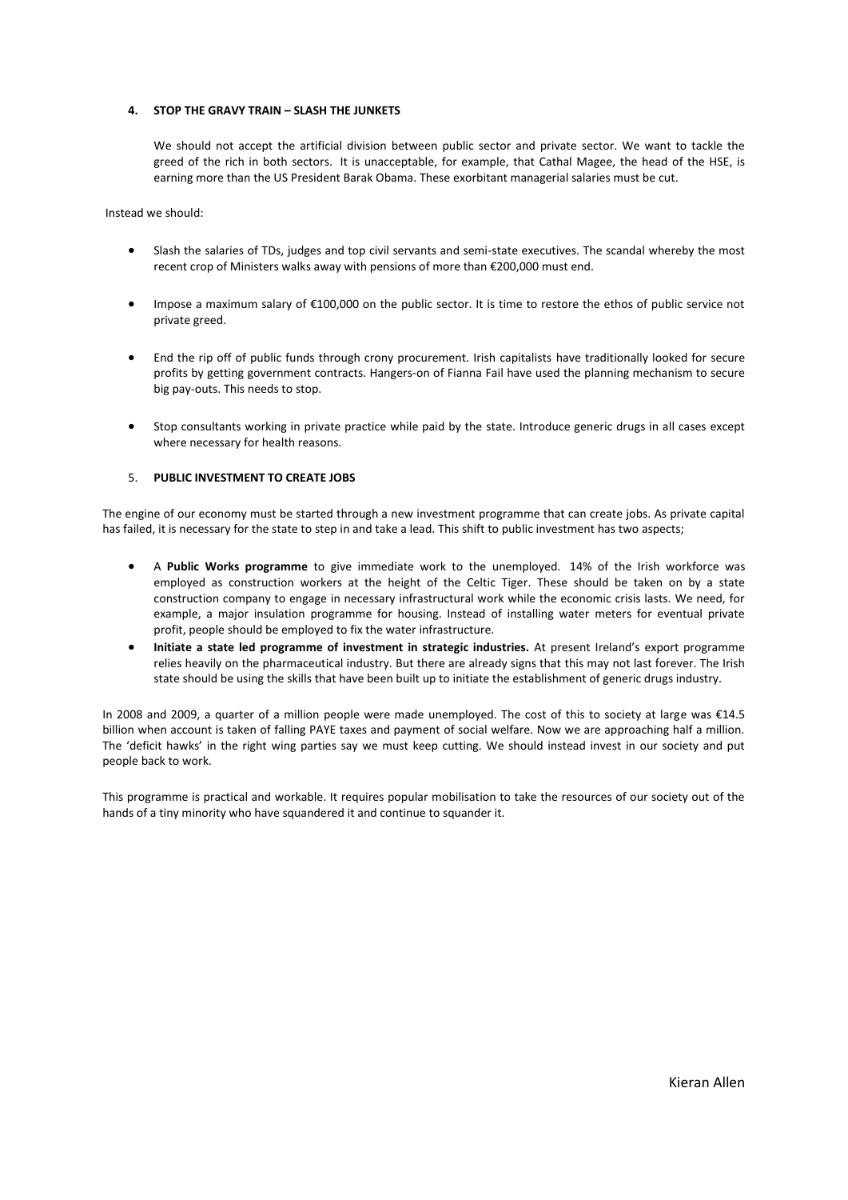## 4. STOP THE GRAVY TRAIN – SLASH THE JUNKETS

We should not accept the artificial division between public sector and private sector. We want to tackle the greed of the rich in both sectors. It is unacceptable, for example, that Cathal Magee, the head of the HSE, is earning more than the US President Barak Obama. These exorbitant managerial salaries must be cut.

Instead we should:

- Slash the salaries of TDs, judges and top civil servants and semi-state executives. The scandal whereby the most recent crop of Ministers walks away with pensions of more than €200,000 must end.
- Impose a maximum salary of €100,000 on the public sector. It is time to restore the ethos of public service not private greed.
- End the rip off of public funds through crony procurement. Irish capitalists have traditionally looked for secure profits by getting government contracts. Hangers-on of Fianna Fail have used the planning mechanism to secure big pay-outs. This needs to stop.
- Stop consultants working in private practice while paid by the state. Introduce generic drugs in all cases except where necessary for health reasons.

## 5. PUBLIC INVESTMENT TO CREATE JOBS

The engine of our economy must be started through a new investment programme that can create jobs. As private capital has failed, it is necessary for the state to step in and take a lead. This shift to public investment has two aspects;

- A **Public Works programme** to give immediate work to the unemployed. 14% of the Irish workforce was employed as construction workers at the height of the Celtic Tiger. These should be taken on by a state construction company to engage in necessary infrastructural work while the economic crisis lasts. We need, for example, a major insulation programme for housing. Instead of installing water meters for eventual private profit, people should be employed to fix the water infrastructure.
- **Initiate a state led programme of investment in strategic industries.** At present Ireland's export programme relies heavily on the pharmaceutical industry. But there are already signs that this may not last forever. The Irish state should be using the skills that have been built up to initiate the establishment of generic drugs industry.

In 2008 and 2009, a quarter of a million people were made unemployed. The cost of this to society at large was €14.5 billion when account is taken of falling PAYE taxes and payment of social welfare. Now we are approaching half a million. The 'deficit hawks' in the right wing parties say we must keep cutting. We should instead invest in our society and put people back to work.

This programme is practical and workable. It requires popular mobilisation to take the resources of our society out of the hands of a tiny minority who have squandered it and continue to squander it.

Kieran Allen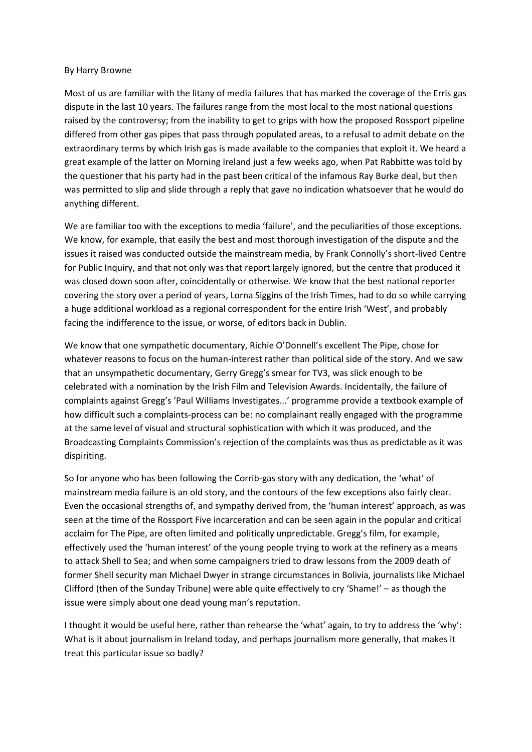By Harry Browne

Most of us are familiar with the litany of media failures that has marked the coverage of the Erris gas dispute in the last 10 years. The failures range from the most local to the most national questions raised by the controversy; from the inability to get to grips with how the proposed Rossport pipeline differed from other gas pipes that pass through populated areas, to a refusal to admit debate on the extraordinary terms by which Irish gas is made available to the companies that exploit it. We heard a great example of the latter on Morning Ireland just a few weeks ago, when Pat Rabbitte was told by the questioner that his party had in the past been critical of the infamous Ray Burke deal, but then was permitted to slip and slide through a reply that gave no indication whatsoever that he would do anything different.

We are familiar too with the exceptions to media 'failure', and the peculiarities of those exceptions. We know, for example, that easily the best and most thorough investigation of the dispute and the issues it raised was conducted outside the mainstream media, by Frank Connolly's short-lived Centre for Public Inquiry, and that not only was that report largely ignored, but the centre that produced it was closed down soon after, coincidentally or otherwise. We know that the best national reporter covering the story over a period of years, Lorna Siggins of the Irish Times, had to do so while carrying a huge additional workload as a regional correspondent for the entire Irish 'West', and probably facing the indifference to the issue, or worse, of editors back in Dublin.

We know that one sympathetic documentary, Richie O'Donnell's excellent The Pipe, chose for whatever reasons to focus on the human-interest rather than political side of the story. And we saw that an unsympathetic documentary, Gerry Gregg's smear for TV3, was slick enough to be celebrated with a nomination by the Irish Film and Television Awards. Incidentally, the failure of complaints against Gregg's 'Paul Williams Investigates...' programme provide a textbook example of how difficult such a complaints-process can be: no complainant really engaged with the programme at the same level of visual and structural sophistication with which it was produced, and the Broadcasting Complaints Commission's rejection of the complaints was thus as predictable as it was dispiriting.

So for anyone who has been following the Corrib-gas story with any dedication, the 'what' of mainstream media failure is an old story, and the contours of the few exceptions also fairly clear. Even the occasional strengths of, and sympathy derived from, the 'human interest' approach, as was seen at the time of the Rossport Five incarceration and can be seen again in the popular and critical acclaim for The Pipe, are often limited and politically unpredictable. Gregg's film, for example, effectively used the 'human interest' of the young people trying to work at the refinery as a means to attack Shell to Sea; and when some campaigners tried to draw lessons from the 2009 death of former Shell security man Michael Dwyer in strange circumstances in Bolivia, journalists like Michael Clifford (then of the Sunday Tribune) were able quite effectively to cry 'Shame!' – as though the issue were simply about one dead young man's reputation.

I thought it would be useful here, rather than rehearse the 'what' again, to try to address the 'why': What is it about journalism in Ireland today, and perhaps journalism more generally, that makes it treat this particular issue so badly?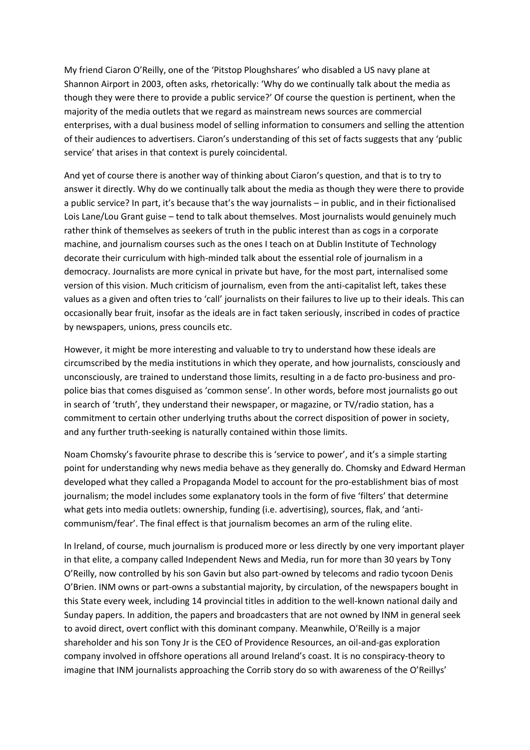My friend Ciaron O'Reilly, one of the 'Pitstop Ploughshares' who disabled a US navy plane at Shannon Airport in 2003, often asks, rhetorically: 'Why do we continually talk about the media as though they were there to provide a public service?' Of course the question is pertinent, when the majority of the media outlets that we regard as mainstream news sources are commercial enterprises, with a dual business model of selling information to consumers and selling the attention of their audiences to advertisers. Ciaron's understanding of this set of facts suggests that any 'public service' that arises in that context is purely coincidental.

And yet of course there is another way of thinking about Ciaron's question, and that is to try to answer it directly. Why do we continually talk about the media as though they were there to provide a public service? In part, it's because that's the way journalists – in public, and in their fictionalised Lois Lane/Lou Grant guise – tend to talk about themselves. Most journalists would genuinely much rather think of themselves as seekers of truth in the public interest than as cogs in a corporate machine, and journalism courses such as the ones I teach on at Dublin Institute of Technology decorate their curriculum with high-minded talk about the essential role of journalism in a democracy. Journalists are more cynical in private but have, for the most part, internalised some version of this vision. Much criticism of journalism, even from the anti-capitalist left, takes these values as a given and often tries to 'call' journalists on their failures to live up to their ideals. This can occasionally bear fruit, insofar as the ideals are in fact taken seriously, inscribed in codes of practice by newspapers, unions, press councils etc.

However, it might be more interesting and valuable to try to understand how these ideals are circumscribed by the media institutions in which they operate, and how journalists, consciously and unconsciously, are trained to understand those limits, resulting in a de facto pro-business and pro-police bias that comes disguised as 'common sense'. In other words, before most journalists go out in search of 'truth', they understand their newspaper, or magazine, or TV/radio station, has a commitment to certain other underlying truths about the correct disposition of power in society, and any further truth-seeking is naturally contained within those limits.

Noam Chomsky's favourite phrase to describe this is 'service to power', and it's a simple starting point for understanding why news media behave as they generally do. Chomsky and Edward Herman developed what they called a Propaganda Model to account for the pro-establishment bias of most journalism; the model includes some explanatory tools in the form of five 'filters' that determine what gets into media outlets: ownership, funding (i.e. advertising), sources, flak, and 'anti-communism/fear'. The final effect is that journalism becomes an arm of the ruling elite.

In Ireland, of course, much journalism is produced more or less directly by one very important player in that elite, a company called Independent News and Media, run for more than 30 years by Tony O'Reilly, now controlled by his son Gavin but also part-owned by telecoms and radio tycoon Denis O'Brien. INM owns or part-owns a substantial majority, by circulation, of the newspapers bought in this State every week, including 14 provincial titles in addition to the well-known national daily and Sunday papers. In addition, the papers and broadcasters that are not owned by INM in general seek to avoid direct, overt conflict with this dominant company. Meanwhile, O'Reilly is a major shareholder and his son Tony Jr is the CEO of Providence Resources, an oil-and-gas exploration company involved in offshore operations all around Ireland's coast. It is no conspiracy-theory to imagine that INM journalists approaching the Corrib story do so with awareness of the O'Reillys'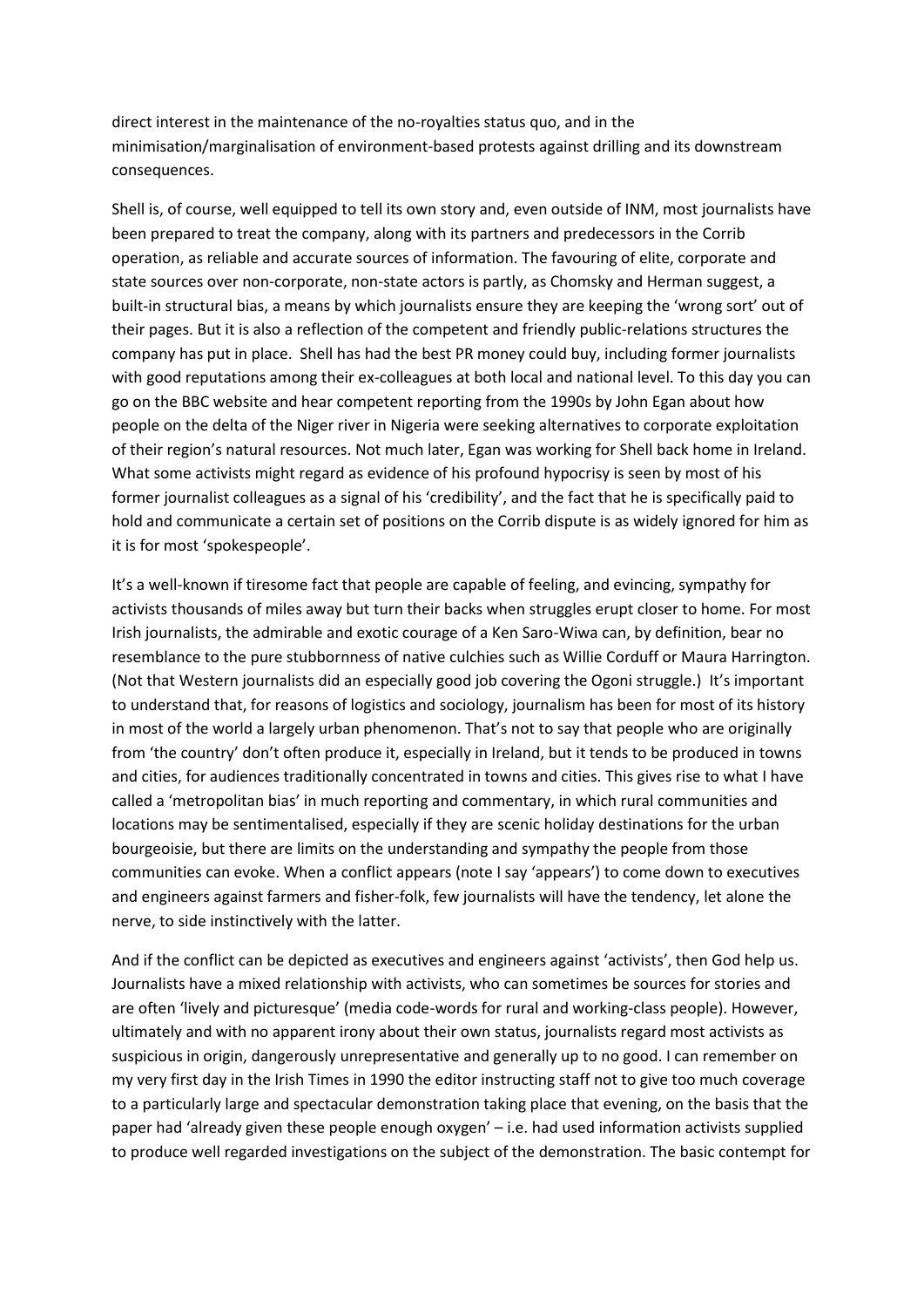direct interest in the maintenance of the no-royalties status quo, and in the minimisation/marginalisation of environment-based protests against drilling and its downstream consequences.

Shell is, of course, well equipped to tell its own story and, even outside of INM, most journalists have been prepared to treat the company, along with its partners and predecessors in the Corrib operation, as reliable and accurate sources of information. The favouring of elite, corporate and state sources over non-corporate, non-state actors is partly, as Chomsky and Herman suggest, a built-in structural bias, a means by which journalists ensure they are keeping the 'wrong sort' out of their pages. But it is also a reflection of the competent and friendly public-relations structures the company has put in place. Shell has had the best PR money could buy, including former journalists with good reputations among their ex-colleagues at both local and national level. To this day you can go on the BBC website and hear competent reporting from the 1990s by John Egan about how people on the delta of the Niger river in Nigeria were seeking alternatives to corporate exploitation of their region's natural resources. Not much later, Egan was working for Shell back home in Ireland. What some activists might regard as evidence of his profound hypocrisy is seen by most of his former journalist colleagues as a signal of his 'credibility', and the fact that he is specifically paid to hold and communicate a certain set of positions on the Corrib dispute is as widely ignored for him as it is for most 'spokespeople'.

It's a well-known if tiresome fact that people are capable of feeling, and evincing, sympathy for activists thousands of miles away but turn their backs when struggles erupt closer to home. For most Irish journalists, the admirable and exotic courage of a Ken Saro-Wiwa can, by definition, bear no resemblance to the pure stubbornness of native culchies such as Willie Corduff or Maura Harrington. (Not that Western journalists did an especially good job covering the Ogoni struggle.) It's important to understand that, for reasons of logistics and sociology, journalism has been for most of its history in most of the world a largely urban phenomenon. That's not to say that people who are originally from 'the country' don't often produce it, especially in Ireland, but it tends to be produced in towns and cities, for audiences traditionally concentrated in towns and cities. This gives rise to what I have called a 'metropolitan bias' in much reporting and commentary, in which rural communities and locations may be sentimentalised, especially if they are scenic holiday destinations for the urban bourgeoisie, but there are limits on the understanding and sympathy the people from those communities can evoke. When a conflict appears (note I say 'appears') to come down to executives and engineers against farmers and fisher-folk, few journalists will have the tendency, let alone the nerve, to side instinctively with the latter.

And if the conflict can be depicted as executives and engineers against 'activists', then God help us. Journalists have a mixed relationship with activists, who can sometimes be sources for stories and are often 'lively and picturesque' (media code-words for rural and working-class people). However, ultimately and with no apparent irony about their own status, journalists regard most activists as suspicious in origin, dangerously unrepresentative and generally up to no good. I can remember on my very first day in the Irish Times in 1990 the editor instructing staff not to give too much coverage to a particularly large and spectacular demonstration taking place that evening, on the basis that the paper had 'already given these people enough oxygen' – i.e. had used information activists supplied to produce well regarded investigations on the subject of the demonstration. The basic contempt for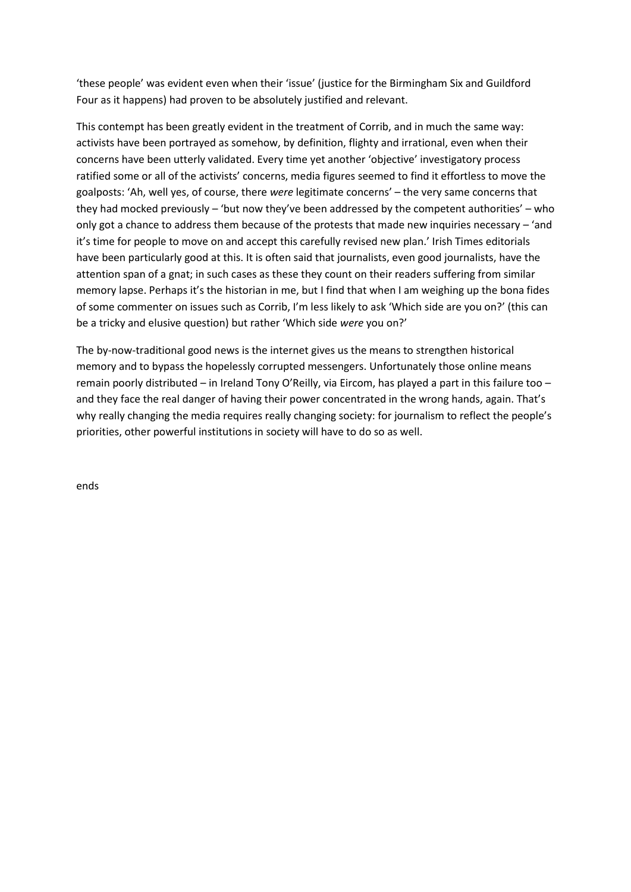'these people' was evident even when their 'issue' (justice for the Birmingham Six and Guildford Four as it happens) had proven to be absolutely justified and relevant.

This contempt has been greatly evident in the treatment of Corrib, and in much the same way: activists have been portrayed as somehow, by definition, flighty and irrational, even when their concerns have been utterly validated. Every time yet another 'objective' investigatory process ratified some or all of the activists' concerns, media figures seemed to find it effortless to move the goalposts: 'Ah, well yes, of course, there *were* legitimate concerns' – the very same concerns that they had mocked previously – 'but now they've been addressed by the competent authorities' – who only got a chance to address them because of the protests that made new inquiries necessary – 'and it's time for people to move on and accept this carefully revised new plan.' Irish Times editorials have been particularly good at this. It is often said that journalists, even good journalists, have the attention span of a gnat; in such cases as these they count on their readers suffering from similar memory lapse. Perhaps it's the historian in me, but I find that when I am weighing up the bona fides of some commenter on issues such as Corrib, I'm less likely to ask 'Which side are you on?' (this can be a tricky and elusive question) but rather 'Which side *were* you on?'

The by-now-traditional good news is the internet gives us the means to strengthen historical memory and to bypass the hopelessly corrupted messengers. Unfortunately those online means remain poorly distributed – in Ireland Tony O'Reilly, via Eircom, has played a part in this failure too – and they face the real danger of having their power concentrated in the wrong hands, again. That's why really changing the media requires really changing society: for journalism to reflect the people's priorities, other powerful institutions in society will have to do so as well.

ends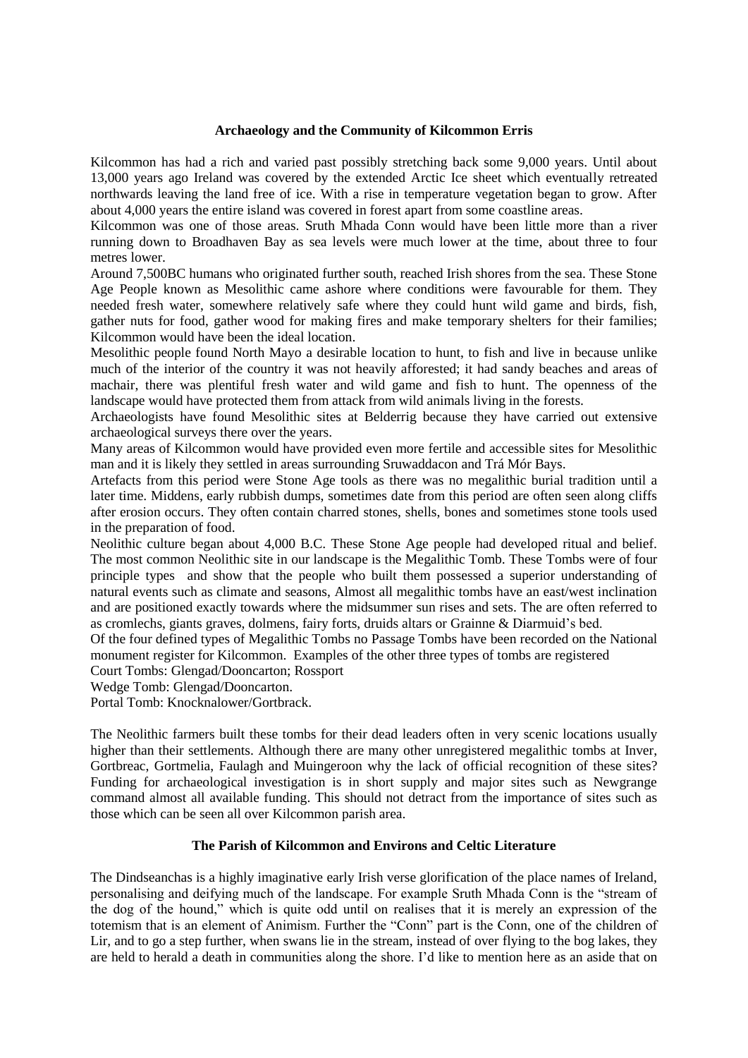**Archaeology and the Community of Kilcommon Erris**

Kilcommon has had a rich and varied past possibly stretching back some 9,000 years. Until about 13,000 years ago Ireland was covered by the extended Arctic Ice sheet which eventually retreated northwards leaving the land free of ice. With a rise in temperature vegetation began to grow. After about 4,000 years the entire island was covered in forest apart from some coastline areas.

Kilcommon was one of those areas. Sruth Mhada Conn would have been little more than a river running down to Broadhaven Bay as sea levels were much lower at the time, about three to four metres lower.

Around 7,500BC humans who originated further south, reached Irish shores from the sea. These Stone Age People known as Mesolithic came ashore where conditions were favourable for them. They needed fresh water, somewhere relatively safe where they could hunt wild game and birds, fish, gather nuts for food, gather wood for making fires and make temporary shelters for their families; Kilcommon would have been the ideal location.

Mesolithic people found North Mayo a desirable location to hunt, to fish and live in because unlike much of the interior of the country it was not heavily afforested; it had sandy beaches and areas of machair, there was plentiful fresh water and wild game and fish to hunt. The openness of the landscape would have protected them from attack from wild animals living in the forests.

Archaeologists have found Mesolithic sites at Belderrig because they have carried out extensive archaeological surveys there over the years.

Many areas of Kilcommon would have provided even more fertile and accessible sites for Mesolithic man and it is likely they settled in areas surrounding Sruwaddacon and Trá Mór Bays.

Artefacts from this period were Stone Age tools as there was no megalithic burial tradition until a later time. Middens, early rubbish dumps, sometimes date from this period are often seen along cliffs after erosion occurs. They often contain charred stones, shells, bones and sometimes stone tools used in the preparation of food.

Neolithic culture began about 4,000 B.C. These Stone Age people had developed ritual and belief. The most common Neolithic site in our landscape is the Megalithic Tomb. These Tombs were of four principle types and show that the people who built them possessed a superior understanding of natural events such as climate and seasons, Almost all megalithic tombs have an east/west inclination and are positioned exactly towards where the midsummer sun rises and sets. The are often referred to as cromlechs, giants graves, dolmens, fairy forts, druids altars or Grainne & Diarmuid's bed.

Of the four defined types of Megalithic Tombs no Passage Tombs have been recorded on the National monument register for Kilcommon. Examples of the other three types of tombs are registered

Court Tombs: Glengad/Dooncarton; Rossport

Wedge Tomb: Glengad/Dooncarton.

Portal Tomb: Knocknalower/Gortbrack.

The Neolithic farmers built these tombs for their dead leaders often in very scenic locations usually higher than their settlements. Although there are many other unregistered megalithic tombs at Inver, Gortbreac, Gortmelia, Faulagh and Muingeroon why the lack of official recognition of these sites? Funding for archaeological investigation is in short supply and major sites such as Newgrange command almost all available funding. This should not detract from the importance of sites such as those which can be seen all over Kilcommon parish area.

**The Parish of Kilcommon and Environs and Celtic Literature**

The Dindseanchas is a highly imaginative early Irish verse glorification of the place names of Ireland, personalising and deifying much of the landscape. For example Sruth Mhada Conn is the "stream of the dog of the hound," which is quite odd until on realises that it is merely an expression of the totemism that is an element of Animism. Further the "Conn" part is the Conn, one of the children of Lir, and to go a step further, when swans lie in the stream, instead of over flying to the bog lakes, they are held to herald a death in communities along the shore. I'd like to mention here as an aside that on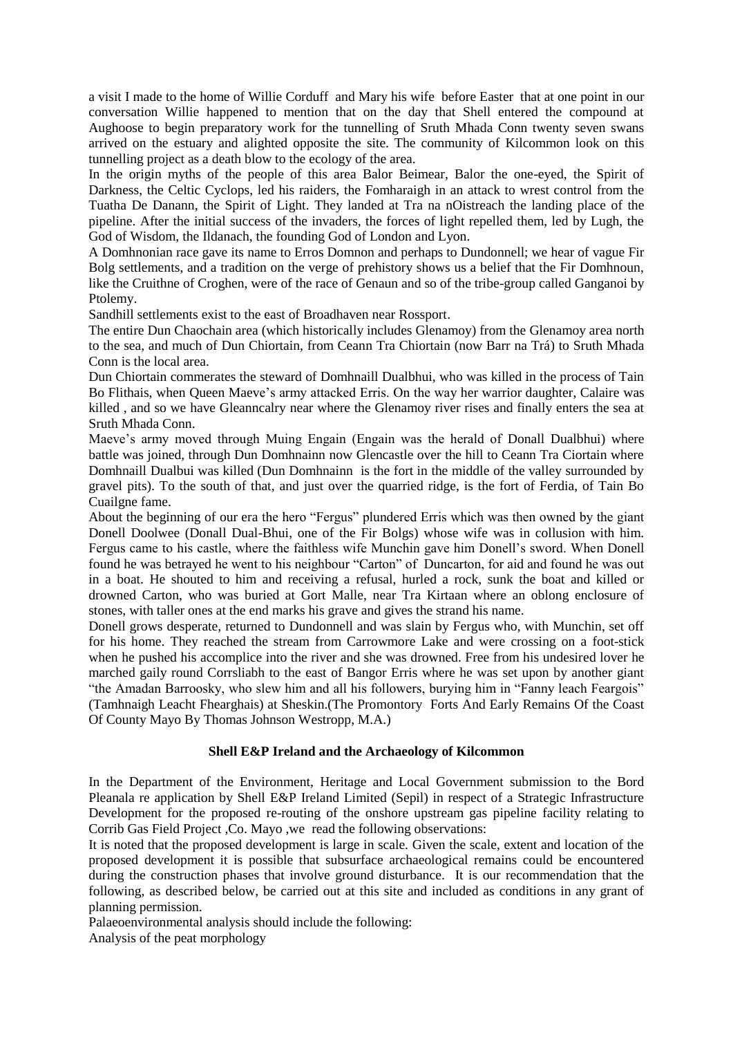a visit I made to the home of Willie Corduff and Mary his wife before Easter that at one point in our conversation Willie happened to mention that on the day that Shell entered the compound at Aughoose to begin preparatory work for the tunnelling of Sruth Mhada Conn twenty seven swans arrived on the estuary and alighted opposite the site. The community of Kilcommon look on this tunnelling project as a death blow to the ecology of the area.

In the origin myths of the people of this area Balor Beimear, Balor the one-eyed, the Spirit of Darkness, the Celtic Cyclops, led his raiders, the Fomharaigh in an attack to wrest control from the Tuatha De Danann, the Spirit of Light. They landed at Tra na nOistreach the landing place of the pipeline. After the initial success of the invaders, the forces of light repelled them, led by Lugh, the God of Wisdom, the Ildanach, the founding God of London and Lyon.

A Domhnonian race gave its name to Erros Domnon and perhaps to Dundonnell; we hear of vague Fir Bolg settlements, and a tradition on the verge of prehistory shows us a belief that the Fir Domhnoun, like the Cruithne of Croghen, were of the race of Genaun and so of the tribe-group called Ganganoi by Ptolemy.

Sandhill settlements exist to the east of Broadhaven near Rossport.

The entire Dun Chaochain area (which historically includes Glenamoy) from the Glenamoy area north to the sea, and much of Dun Chiortain, from Ceann Tra Chiortain (now Barr na Trá) to Sruth Mhada Conn is the local area.

Dun Chiortain commerates the steward of Domhnaill Dualbhui, who was killed in the process of Tain Bo Flithais, when Queen Maeve's army attacked Erris. On the way her warrior daughter, Calaire was killed , and so we have Gleanncalry near where the Glenamoy river rises and finally enters the sea at Sruth Mhada Conn.

Maeve's army moved through Muing Engain (Engain was the herald of Donall Dualbhui) where battle was joined, through Dun Domhnainn now Glencastle over the hill to Ceann Tra Ciortain where Domhnaill Dualbui was killed (Dun Domhnainn is the fort in the middle of the valley surrounded by gravel pits). To the south of that, and just over the quarried ridge, is the fort of Ferdia, of Tain Bo Cuailgne fame.

About the beginning of our era the hero "Fergus" plundered Erris which was then owned by the giant Donell Doolwee (Donall Dual-Bhui, one of the Fir Bolgs) whose wife was in collusion with him. Fergus came to his castle, where the faithless wife Munchin gave him Donell's sword. When Donell found he was betrayed he went to his neighbour "Carton" of Duncarton, for aid and found he was out in a boat. He shouted to him and receiving a refusal, hurled a rock, sunk the boat and killed or drowned Carton, who was buried at Gort Malle, near Tra Kirtaan where an oblong enclosure of stones, with taller ones at the end marks his grave and gives the strand his name.

Donell grows desperate, returned to Dundonnell and was slain by Fergus who, with Munchin, set off for his home. They reached the stream from Carrowmore Lake and were crossing on a foot-stick when he pushed his accomplice into the river and she was drowned. Free from his undesired lover he marched gaily round Corrsliabh to the east of Bangor Erris where he was set upon by another giant "the Amadan Barroosky, who slew him and all his followers, burying him in "Fanny leach Feargois" (Tamhnaigh Leacht Fhearghais) at Sheskin.(The Promontory Forts And Early Remains Of the Coast Of County Mayo By Thomas Johnson Westropp, M.A.)

### Shell E&P Ireland and the Archaeology of Kilcommon

In the Department of the Environment, Heritage and Local Government submission to the Bord Pleanala re application by Shell E&P Ireland Limited (Sepil) in respect of a Strategic Infrastructure Development for the proposed re-routing of the onshore upstream gas pipeline facility relating to Corrib Gas Field Project ,Co. Mayo ,we read the following observations:

It is noted that the proposed development is large in scale. Given the scale, extent and location of the proposed development it is possible that subsurface archaeological remains could be encountered during the construction phases that involve ground disturbance. It is our recommendation that the following, as described below, be carried out at this site and included as conditions in any grant of planning permission.

Palaeoenvironmental analysis should include the following:

Analysis of the peat morphology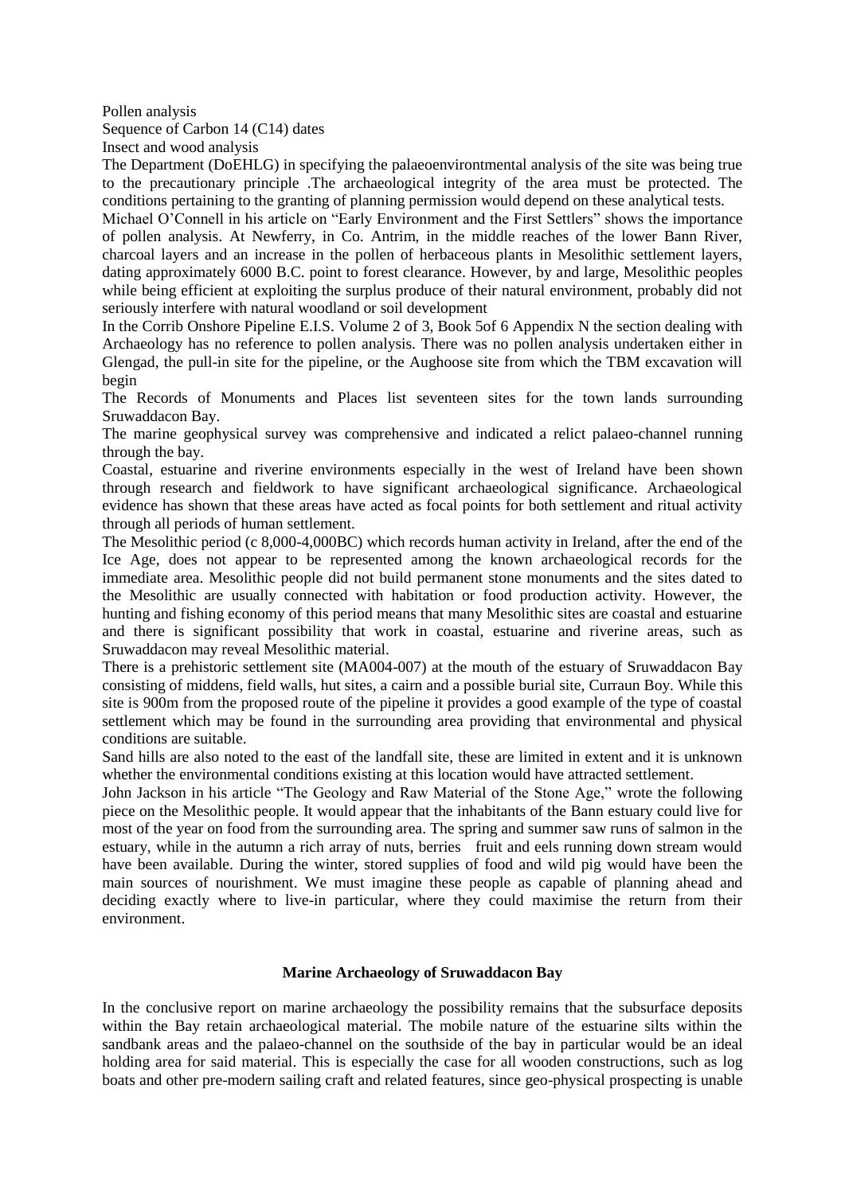Pollen analysis

Sequence of Carbon 14 (C14) dates

Insect and wood analysis

The Department (DoEHLG) in specifying the palaeoenvirontmental analysis of the site was being true to the precautionary principle .The archaeological integrity of the area must be protected. The conditions pertaining to the granting of planning permission would depend on these analytical tests.

Michael O'Connell in his article on "Early Environment and the First Settlers" shows the importance of pollen analysis. At Newferry, in Co. Antrim, in the middle reaches of the lower Bann River, charcoal layers and an increase in the pollen of herbaceous plants in Mesolithic settlement layers, dating approximately 6000 B.C. point to forest clearance. However, by and large, Mesolithic peoples while being efficient at exploiting the surplus produce of their natural environment, probably did not seriously interfere with natural woodland or soil development

In the Corrib Onshore Pipeline E.I.S. Volume 2 of 3, Book 5of 6 Appendix N the section dealing with Archaeology has no reference to pollen analysis. There was no pollen analysis undertaken either in Glengad, the pull-in site for the pipeline, or the Aughoose site from which the TBM excavation will begin

The Records of Monuments and Places list seventeen sites for the town lands surrounding Sruwaddacon Bay.

The marine geophysical survey was comprehensive and indicated a relict palaeo-channel running through the bay.

Coastal, estuarine and riverine environments especially in the west of Ireland have been shown through research and fieldwork to have significant archaeological significance. Archaeological evidence has shown that these areas have acted as focal points for both settlement and ritual activity through all periods of human settlement.

The Mesolithic period (c 8,000-4,000BC) which records human activity in Ireland, after the end of the Ice Age, does not appear to be represented among the known archaeological records for the immediate area. Mesolithic people did not build permanent stone monuments and the sites dated to the Mesolithic are usually connected with habitation or food production activity. However, the hunting and fishing economy of this period means that many Mesolithic sites are coastal and estuarine and there is significant possibility that work in coastal, estuarine and riverine areas, such as Sruwaddacon may reveal Mesolithic material.

There is a prehistoric settlement site (MA004-007) at the mouth of the estuary of Sruwaddacon Bay consisting of middens, field walls, hut sites, a cairn and a possible burial site, Curraun Boy. While this site is 900m from the proposed route of the pipeline it provides a good example of the type of coastal settlement which may be found in the surrounding area providing that environmental and physical conditions are suitable.

Sand hills are also noted to the east of the landfall site, these are limited in extent and it is unknown whether the environmental conditions existing at this location would have attracted settlement.

John Jackson in his article "The Geology and Raw Material of the Stone Age," wrote the following piece on the Mesolithic people. It would appear that the inhabitants of the Bann estuary could live for most of the year on food from the surrounding area. The spring and summer saw runs of salmon in the estuary, while in the autumn a rich array of nuts, berries fruit and eels running down stream would have been available. During the winter, stored supplies of food and wild pig would have been the main sources of nourishment. We must imagine these people as capable of planning ahead and deciding exactly where to live-in particular, where they could maximise the return from their environment.

## Marine Archaeology of Sruwaddacon Bay

In the conclusive report on marine archaeology the possibility remains that the subsurface deposits within the Bay retain archaeological material. The mobile nature of the estuarine silts within the sandbank areas and the palaeo-channel on the southside of the bay in particular would be an ideal holding area for said material. This is especially the case for all wooden constructions, such as log boats and other pre-modern sailing craft and related features, since geo-physical prospecting is unable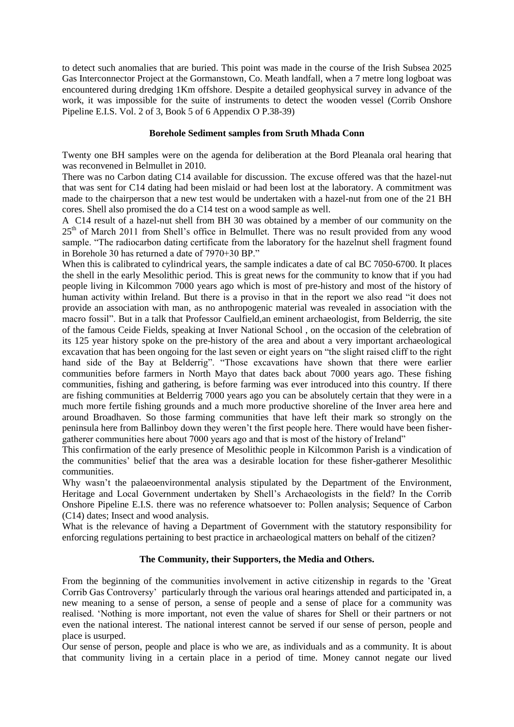to detect such anomalies that are buried. This point was made in the course of the Irish Subsea 2025 Gas Interconnector Project at the Gormanstown, Co. Meath landfall, when a 7 metre long logboat was encountered during dredging 1Km offshore. Despite a detailed geophysical survey in advance of the work, it was impossible for the suite of instruments to detect the wooden vessel (Corrib Onshore Pipeline E.I.S. Vol. 2 of 3, Book 5 of 6 Appendix O P.38-39)

### Borehole Sediment samples from Sruth Mhada Conn

Twenty one BH samples were on the agenda for deliberation at the Bord Pleanala oral hearing that was reconvened in Belmullet in 2010.

There was no Carbon dating C14 available for discussion. The excuse offered was that the hazel-nut that was sent for C14 dating had been mislaid or had been lost at the laboratory. A commitment was made to the chairperson that a new test would be undertaken with a hazel-nut from one of the 21 BH cores. Shell also promised the do a C14 test on a wood sample as well.

A C14 result of a hazel-nut shell from BH 30 was obtained by a member of our community on the 25th of March 2011 from Shell's office in Belmullet. There was no result provided from any wood sample. "The radiocarbon dating certificate from the laboratory for the hazelnut shell fragment found in Borehole 30 has returned a date of 7970+30 BP."

When this is calibrated to cylindrical years, the sample indicates a date of cal BC 7050-6700. It places the shell in the early Mesolithic period. This is great news for the community to know that if you had people living in Kilcommon 7000 years ago which is most of pre-history and most of the history of human activity within Ireland. But there is a proviso in that in the report we also read "it does not provide an association with man, as no anthropogenic material was revealed in association with the macro fossil". But in a talk that Professor Caulfield,an eminent archaeologist, from Belderrig, the site of the famous Ceide Fields, speaking at Inver National School , on the occasion of the celebration of its 125 year history spoke on the pre-history of the area and about a very important archaeological excavation that has been ongoing for the last seven or eight years on "the slight raised cliff to the right hand side of the Bay at Belderrig". "Those excavations have shown that there were earlier communities before farmers in North Mayo that dates back about 7000 years ago. These fishing communities, fishing and gathering, is before farming was ever introduced into this country. If there are fishing communities at Belderrig 7000 years ago you can be absolutely certain that they were in a much more fertile fishing grounds and a much more productive shoreline of the Inver area here and around Broadhaven. So those farming communities that have left their mark so strongly on the peninsula here from Ballinboy down they weren't the first people here. There would have been fisher-gatherer communities here about 7000 years ago and that is most of the history of Ireland"

This confirmation of the early presence of Mesolithic people in Kilcommon Parish is a vindication of the communities' belief that the area was a desirable location for these fisher-gatherer Mesolithic communities.

Why wasn't the palaeoenvironmental analysis stipulated by the Department of the Environment, Heritage and Local Government undertaken by Shell's Archaeologists in the field? In the Corrib Onshore Pipeline E.I.S. there was no reference whatsoever to: Pollen analysis; Sequence of Carbon (C14) dates; Insect and wood analysis.

What is the relevance of having a Department of Government with the statutory responsibility for enforcing regulations pertaining to best practice in archaeological matters on behalf of the citizen?

### The Community, their Supporters, the Media and Others.

From the beginning of the communities involvement in active citizenship in regards to the 'Great Corrib Gas Controversy' particularly through the various oral hearings attended and participated in, a new meaning to a sense of person, a sense of people and a sense of place for a community was realised. 'Nothing is more important, not even the value of shares for Shell or their partners or not even the national interest. The national interest cannot be served if our sense of person, people and place is usurped.

Our sense of person, people and place is who we are, as individuals and as a community. It is about that community living in a certain place in a period of time. Money cannot negate our lived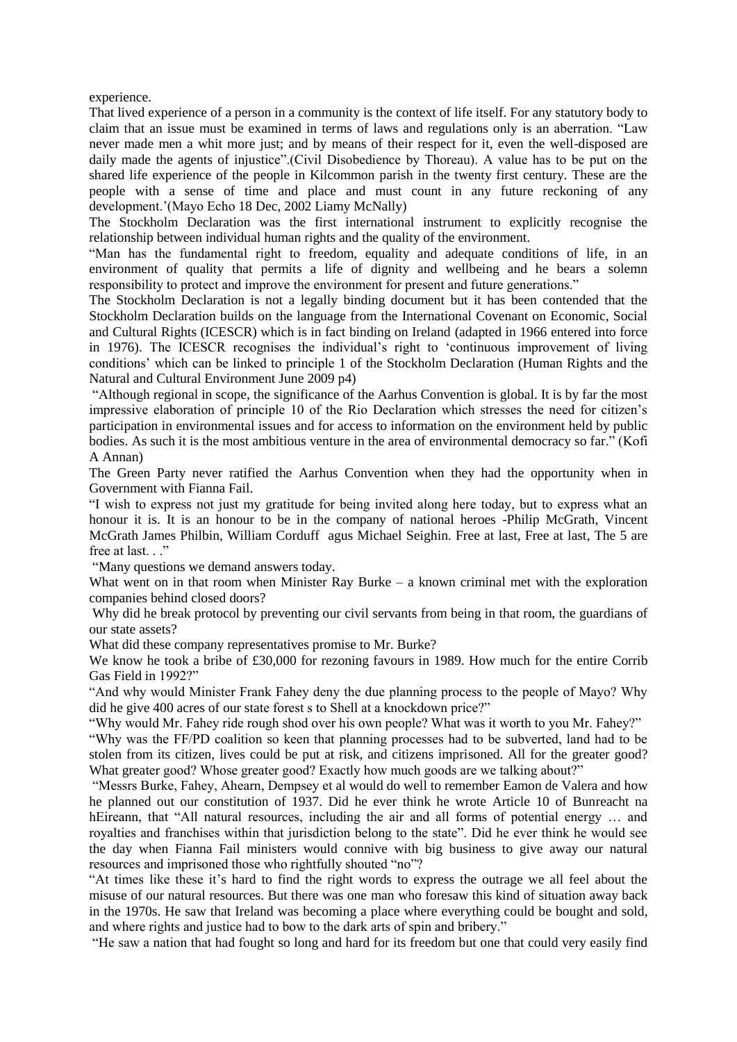experience.

That lived experience of a person in a community is the context of life itself. For any statutory body to claim that an issue must be examined in terms of laws and regulations only is an aberration. "Law never made men a whit more just; and by means of their respect for it, even the well-disposed are daily made the agents of injustice".(Civil Disobedience by Thoreau). A value has to be put on the shared life experience of the people in Kilcommon parish in the twenty first century. These are the people with a sense of time and place and must count in any future reckoning of any development.'(Mayo Echo 18 Dec, 2002 Liamy McNally)

The Stockholm Declaration was the first international instrument to explicitly recognise the relationship between individual human rights and the quality of the environment.

"Man has the fundamental right to freedom, equality and adequate conditions of life, in an environment of quality that permits a life of dignity and wellbeing and he bears a solemn responsibility to protect and improve the environment for present and future generations."

The Stockholm Declaration is not a legally binding document but it has been contended that the Stockholm Declaration builds on the language from the International Covenant on Economic, Social and Cultural Rights (ICESCR) which is in fact binding on Ireland (adapted in 1966 entered into force in 1976). The ICESCR recognises the individual's right to 'continuous improvement of living conditions' which can be linked to principle 1 of the Stockholm Declaration (Human Rights and the Natural and Cultural Environment June 2009 p4)

"Although regional in scope, the significance of the Aarhus Convention is global. It is by far the most impressive elaboration of principle 10 of the Rio Declaration which stresses the need for citizen's participation in environmental issues and for access to information on the environment held by public bodies. As such it is the most ambitious venture in the area of environmental democracy so far." (Kofi A Annan)

The Green Party never ratified the Aarhus Convention when they had the opportunity when in Government with Fianna Fail.

"I wish to express not just my gratitude for being invited along here today, but to express what an honour it is. It is an honour to be in the company of national heroes -Philip McGrath, Vincent McGrath James Philbin, William Corduff agus Michael Seighin. Free at last, Free at last, The 5 are free at last. . ."

"Many questions we demand answers today.

What went on in that room when Minister Ray Burke – a known criminal met with the exploration companies behind closed doors?

Why did he break protocol by preventing our civil servants from being in that room, the guardians of our state assets?

What did these company representatives promise to Mr. Burke?

We know he took a bribe of £30,000 for rezoning favours in 1989. How much for the entire Corrib Gas Field in 1992?"

"And why would Minister Frank Fahey deny the due planning process to the people of Mayo? Why did he give 400 acres of our state forest s to Shell at a knockdown price?"

"Why would Mr. Fahey ride rough shod over his own people? What was it worth to you Mr. Fahey?"

"Why was the FF/PD coalition so keen that planning processes had to be subverted, land had to be stolen from its citizen, lives could be put at risk, and citizens imprisoned. All for the greater good? What greater good? Whose greater good? Exactly how much goods are we talking about?"

"Messrs Burke, Fahey, Ahearn, Dempsey et al would do well to remember Eamon de Valera and how he planned out our constitution of 1937. Did he ever think he wrote Article 10 of Bunreacht na hEireann, that "All natural resources, including the air and all forms of potential energy … and royalties and franchises within that jurisdiction belong to the state". Did he ever think he would see the day when Fianna Fail ministers would connive with big business to give away our natural resources and imprisoned those who rightfully shouted "no"?

"At times like these it's hard to find the right words to express the outrage we all feel about the misuse of our natural resources. But there was one man who foresaw this kind of situation away back in the 1970s. He saw that Ireland was becoming a place where everything could be bought and sold, and where rights and justice had to bow to the dark arts of spin and bribery."

"He saw a nation that had fought so long and hard for its freedom but one that could very easily find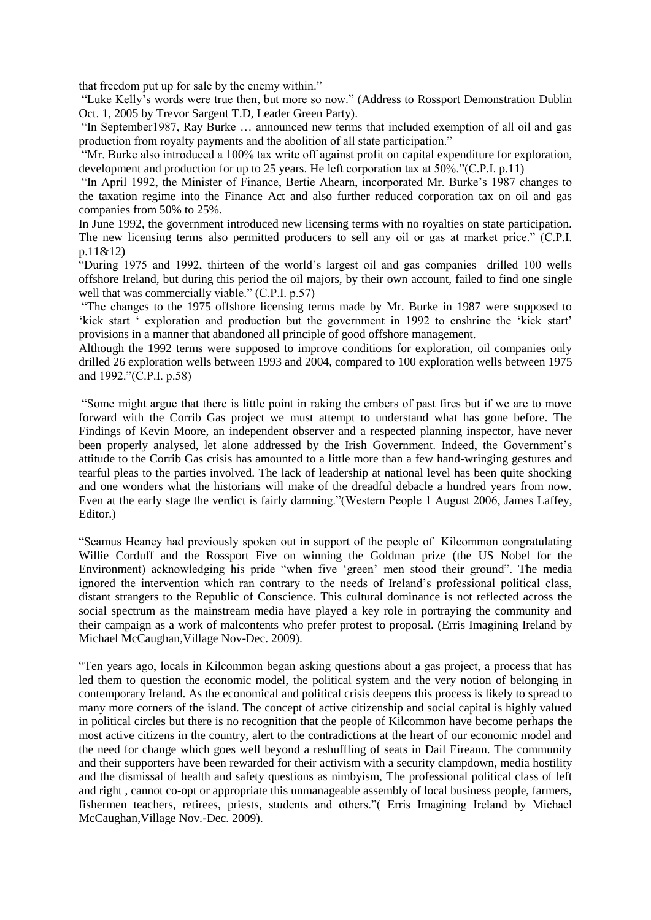that freedom put up for sale by the enemy within."

"Luke Kelly's words were true then, but more so now." (Address to Rossport Demonstration Dublin Oct. 1, 2005 by Trevor Sargent T.D, Leader Green Party).

"In September1987, Ray Burke … announced new terms that included exemption of all oil and gas production from royalty payments and the abolition of all state participation."

"Mr. Burke also introduced a 100% tax write off against profit on capital expenditure for exploration, development and production for up to 25 years. He left corporation tax at 50%."(C.P.I. p.11)

"In April 1992, the Minister of Finance, Bertie Ahearn, incorporated Mr. Burke's 1987 changes to the taxation regime into the Finance Act and also further reduced corporation tax on oil and gas companies from 50% to 25%.

In June 1992, the government introduced new licensing terms with no royalties on state participation. The new licensing terms also permitted producers to sell any oil or gas at market price." (C.P.I. p.11&12)

"During 1975 and 1992, thirteen of the world's largest oil and gas companies drilled 100 wells offshore Ireland, but during this period the oil majors, by their own account, failed to find one single well that was commercially viable." (C.P.I. p.57)

"The changes to the 1975 offshore licensing terms made by Mr. Burke in 1987 were supposed to 'kick start ' exploration and production but the government in 1992 to enshrine the 'kick start' provisions in a manner that abandoned all principle of good offshore management.

Although the 1992 terms were supposed to improve conditions for exploration, oil companies only drilled 26 exploration wells between 1993 and 2004, compared to 100 exploration wells between 1975 and 1992."(C.P.I. p.58)

"Some might argue that there is little point in raking the embers of past fires but if we are to move forward with the Corrib Gas project we must attempt to understand what has gone before. The Findings of Kevin Moore, an independent observer and a respected planning inspector, have never been properly analysed, let alone addressed by the Irish Government. Indeed, the Government's attitude to the Corrib Gas crisis has amounted to a little more than a few hand-wringing gestures and tearful pleas to the parties involved. The lack of leadership at national level has been quite shocking and one wonders what the historians will make of the dreadful debacle a hundred years from now. Even at the early stage the verdict is fairly damning."(Western People 1 August 2006, James Laffey, Editor.)

"Seamus Heaney had previously spoken out in support of the people of Kilcommon congratulating Willie Corduff and the Rossport Five on winning the Goldman prize (the US Nobel for the Environment) acknowledging his pride "when five 'green' men stood their ground". The media ignored the intervention which ran contrary to the needs of Ireland's professional political class, distant strangers to the Republic of Conscience. This cultural dominance is not reflected across the social spectrum as the mainstream media have played a key role in portraying the community and their campaign as a work of malcontents who prefer protest to proposal. (Erris Imagining Ireland by Michael McCaughan,Village Nov-Dec. 2009).

"Ten years ago, locals in Kilcommon began asking questions about a gas project, a process that has led them to question the economic model, the political system and the very notion of belonging in contemporary Ireland. As the economical and political crisis deepens this process is likely to spread to many more corners of the island. The concept of active citizenship and social capital is highly valued in political circles but there is no recognition that the people of Kilcommon have become perhaps the most active citizens in the country, alert to the contradictions at the heart of our economic model and the need for change which goes well beyond a reshuffling of seats in Dail Eireann. The community and their supporters have been rewarded for their activism with a security clampdown, media hostility and the dismissal of health and safety questions as nimbyism, The professional political class of left and right , cannot co-opt or appropriate this unmanageable assembly of local business people, farmers, fishermen teachers, retirees, priests, students and others."( Erris Imagining Ireland by Michael McCaughan,Village Nov.-Dec. 2009).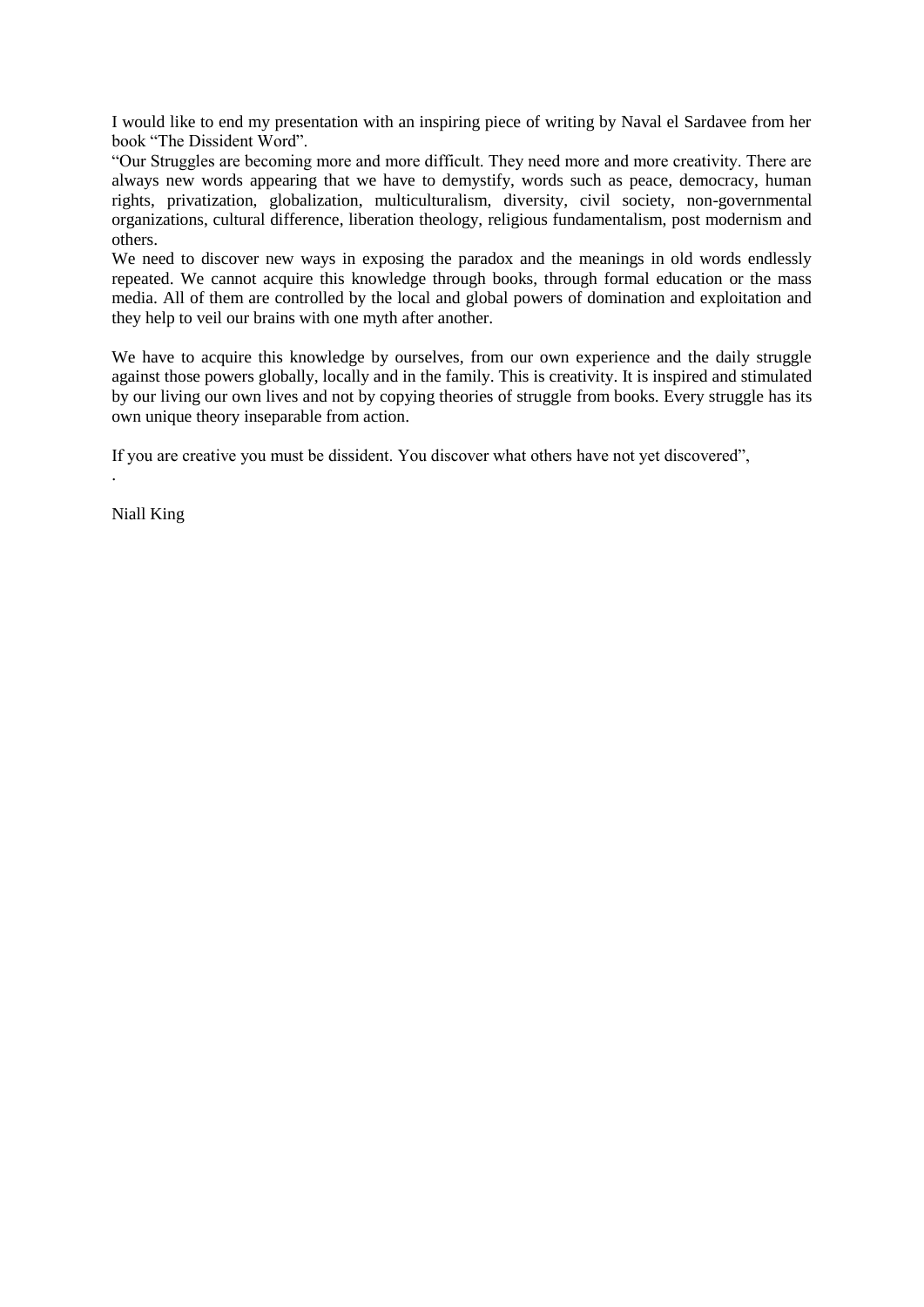I would like to end my presentation with an inspiring piece of writing by Naval el Sardavee from her book "The Dissident Word".

"Our Struggles are becoming more and more difficult. They need more and more creativity. There are always new words appearing that we have to demystify, words such as peace, democracy, human rights, privatization, globalization, multiculturalism, diversity, civil society, non-governmental organizations, cultural difference, liberation theology, religious fundamentalism, post modernism and others.

We need to discover new ways in exposing the paradox and the meanings in old words endlessly repeated. We cannot acquire this knowledge through books, through formal education or the mass media. All of them are controlled by the local and global powers of domination and exploitation and they help to veil our brains with one myth after another.

We have to acquire this knowledge by ourselves, from our own experience and the daily struggle against those powers globally, locally and in the family. This is creativity. It is inspired and stimulated by our living our own lives and not by copying theories of struggle from books. Every struggle has its own unique theory inseparable from action.

If you are creative you must be dissident. You discover what others have not yet discovered",

.

Niall King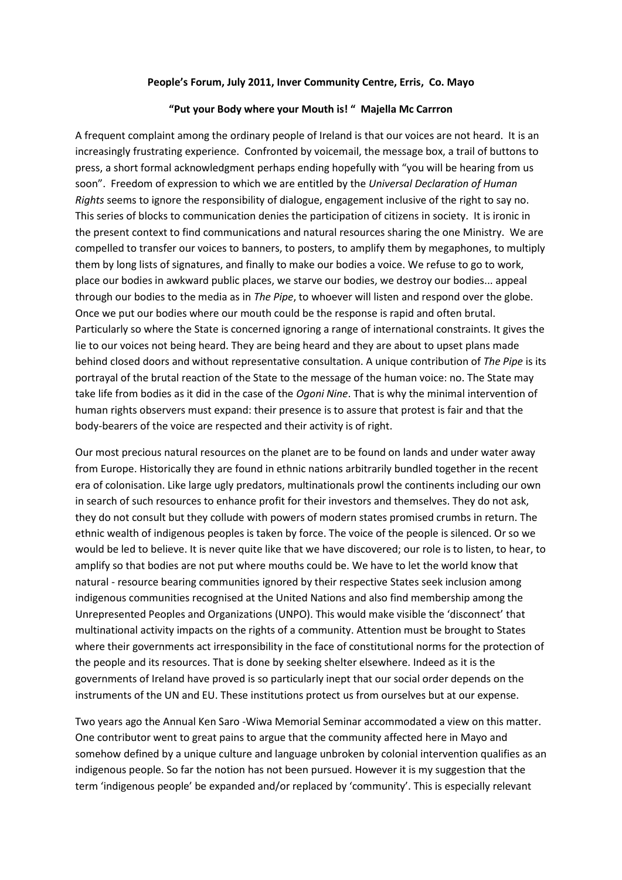**People's Forum, July 2011, Inver Community Centre, Erris, Co. Mayo**

**"Put your Body where your Mouth is! " Majella Mc Carrron**

A frequent complaint among the ordinary people of Ireland is that our voices are not heard. It is an increasingly frustrating experience. Confronted by voicemail, the message box, a trail of buttons to press, a short formal acknowledgment perhaps ending hopefully with "you will be hearing from us soon". Freedom of expression to which we are entitled by the *Universal Declaration of Human Rights* seems to ignore the responsibility of dialogue, engagement inclusive of the right to say no. This series of blocks to communication denies the participation of citizens in society. It is ironic in the present context to find communications and natural resources sharing the one Ministry. We are compelled to transfer our voices to banners, to posters, to amplify them by megaphones, to multiply them by long lists of signatures, and finally to make our bodies a voice. We refuse to go to work, place our bodies in awkward public places, we starve our bodies, we destroy our bodies... appeal through our bodies to the media as in *The Pipe*, to whoever will listen and respond over the globe. Once we put our bodies where our mouth could be the response is rapid and often brutal. Particularly so where the State is concerned ignoring a range of international constraints. It gives the lie to our voices not being heard. They are being heard and they are about to upset plans made behind closed doors and without representative consultation. A unique contribution of *The Pipe* is its portrayal of the brutal reaction of the State to the message of the human voice: no. The State may take life from bodies as it did in the case of the *Ogoni Nine*. That is why the minimal intervention of human rights observers must expand: their presence is to assure that protest is fair and that the body-bearers of the voice are respected and their activity is of right.

Our most precious natural resources on the planet are to be found on lands and under water away from Europe. Historically they are found in ethnic nations arbitrarily bundled together in the recent era of colonisation. Like large ugly predators, multinationals prowl the continents including our own in search of such resources to enhance profit for their investors and themselves. They do not ask, they do not consult but they collude with powers of modern states promised crumbs in return. The ethnic wealth of indigenous peoples is taken by force. The voice of the people is silenced. Or so we would be led to believe. It is never quite like that we have discovered; our role is to listen, to hear, to amplify so that bodies are not put where mouths could be. We have to let the world know that natural - resource bearing communities ignored by their respective States seek inclusion among indigenous communities recognised at the United Nations and also find membership among the Unrepresented Peoples and Organizations (UNPO). This would make visible the 'disconnect' that multinational activity impacts on the rights of a community. Attention must be brought to States where their governments act irresponsibility in the face of constitutional norms for the protection of the people and its resources. That is done by seeking shelter elsewhere. Indeed as it is the governments of Ireland have proved is so particularly inept that our social order depends on the instruments of the UN and EU. These institutions protect us from ourselves but at our expense.

Two years ago the Annual Ken Saro -Wiwa Memorial Seminar accommodated a view on this matter. One contributor went to great pains to argue that the community affected here in Mayo and somehow defined by a unique culture and language unbroken by colonial intervention qualifies as an indigenous people. So far the notion has not been pursued. However it is my suggestion that the term 'indigenous people' be expanded and/or replaced by 'community'. This is especially relevant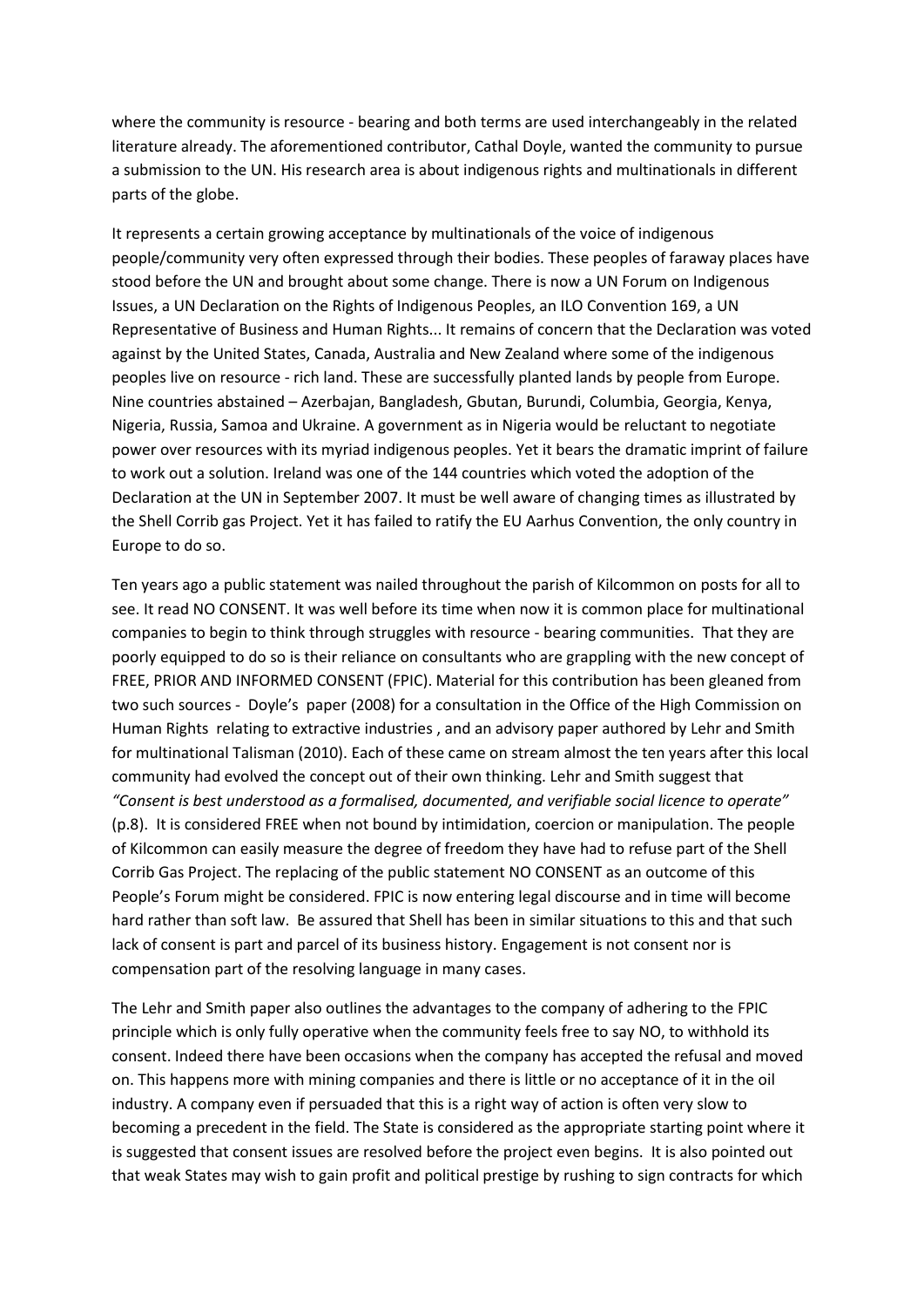where the community is resource - bearing and both terms are used interchangeably in the related literature already. The aforementioned contributor, Cathal Doyle, wanted the community to pursue a submission to the UN. His research area is about indigenous rights and multinationals in different parts of the globe.

It represents a certain growing acceptance by multinationals of the voice of indigenous people/community very often expressed through their bodies. These peoples of faraway places have stood before the UN and brought about some change. There is now a UN Forum on Indigenous Issues, a UN Declaration on the Rights of Indigenous Peoples, an ILO Convention 169, a UN Representative of Business and Human Rights... It remains of concern that the Declaration was voted against by the United States, Canada, Australia and New Zealand where some of the indigenous peoples live on resource - rich land. These are successfully planted lands by people from Europe. Nine countries abstained – Azerbajan, Bangladesh, Gbutan, Burundi, Columbia, Georgia, Kenya, Nigeria, Russia, Samoa and Ukraine. A government as in Nigeria would be reluctant to negotiate power over resources with its myriad indigenous peoples. Yet it bears the dramatic imprint of failure to work out a solution. Ireland was one of the 144 countries which voted the adoption of the Declaration at the UN in September 2007. It must be well aware of changing times as illustrated by the Shell Corrib gas Project. Yet it has failed to ratify the EU Aarhus Convention, the only country in Europe to do so.

Ten years ago a public statement was nailed throughout the parish of Kilcommon on posts for all to see. It read NO CONSENT. It was well before its time when now it is common place for multinational companies to begin to think through struggles with resource - bearing communities. That they are poorly equipped to do so is their reliance on consultants who are grappling with the new concept of FREE, PRIOR AND INFORMED CONSENT (FPIC). Material for this contribution has been gleaned from two such sources - Doyle's paper (2008) for a consultation in the Office of the High Commission on Human Rights relating to extractive industries , and an advisory paper authored by Lehr and Smith for multinational Talisman (2010). Each of these came on stream almost the ten years after this local community had evolved the concept out of their own thinking. Lehr and Smith suggest that *"Consent is best understood as a formalised, documented, and verifiable social licence to operate"* (p.8). It is considered FREE when not bound by intimidation, coercion or manipulation. The people of Kilcommon can easily measure the degree of freedom they have had to refuse part of the Shell Corrib Gas Project. The replacing of the public statement NO CONSENT as an outcome of this People's Forum might be considered. FPIC is now entering legal discourse and in time will become hard rather than soft law. Be assured that Shell has been in similar situations to this and that such lack of consent is part and parcel of its business history. Engagement is not consent nor is compensation part of the resolving language in many cases.

The Lehr and Smith paper also outlines the advantages to the company of adhering to the FPIC principle which is only fully operative when the community feels free to say NO, to withhold its consent. Indeed there have been occasions when the company has accepted the refusal and moved on. This happens more with mining companies and there is little or no acceptance of it in the oil industry. A company even if persuaded that this is a right way of action is often very slow to becoming a precedent in the field. The State is considered as the appropriate starting point where it is suggested that consent issues are resolved before the project even begins. It is also pointed out that weak States may wish to gain profit and political prestige by rushing to sign contracts for which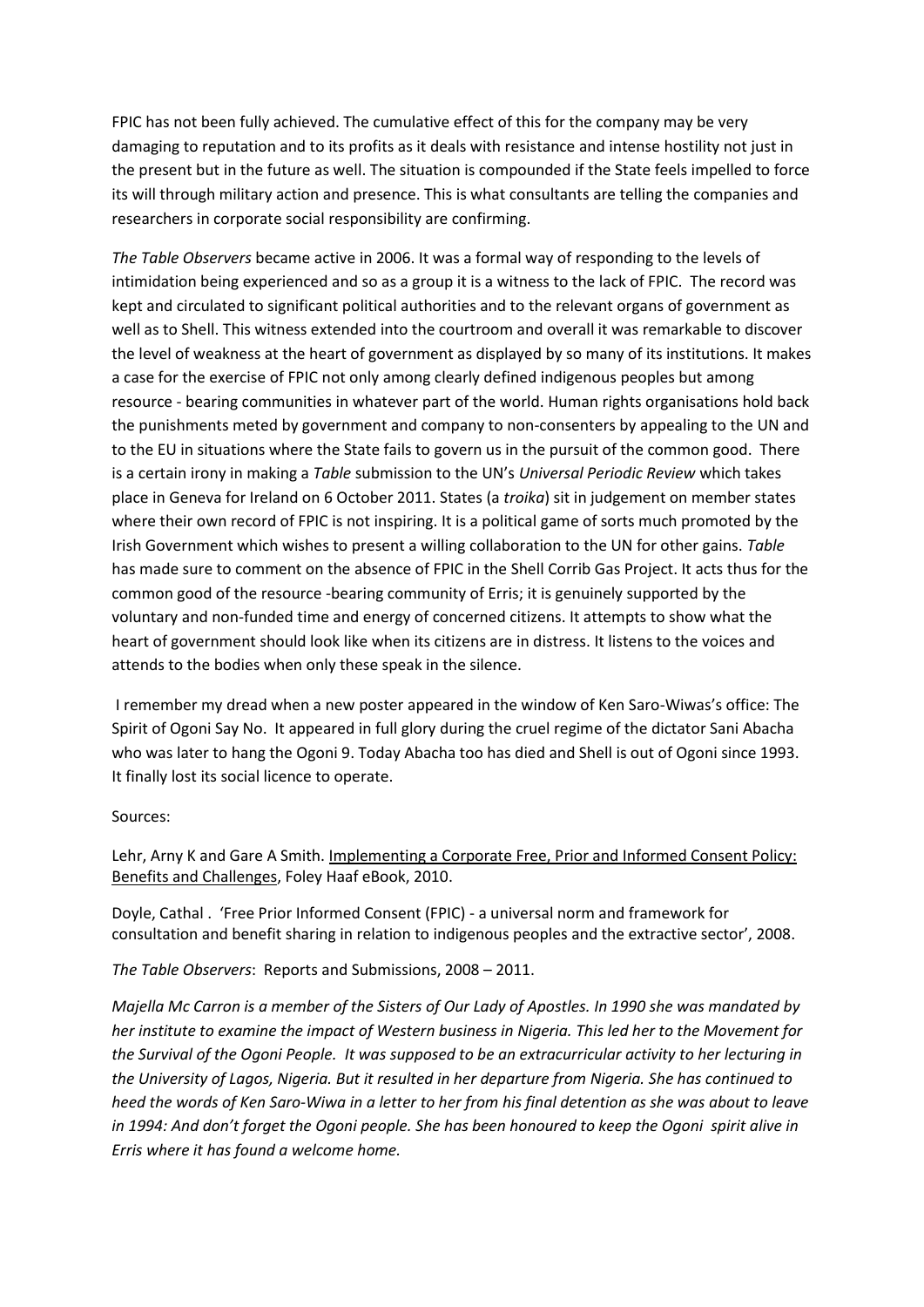FPIC has not been fully achieved. The cumulative effect of this for the company may be very damaging to reputation and to its profits as it deals with resistance and intense hostility not just in the present but in the future as well. The situation is compounded if the State feels impelled to force its will through military action and presence. This is what consultants are telling the companies and researchers in corporate social responsibility are confirming.

*The Table Observers* became active in 2006. It was a formal way of responding to the levels of intimidation being experienced and so as a group it is a witness to the lack of FPIC. The record was kept and circulated to significant political authorities and to the relevant organs of government as well as to Shell. This witness extended into the courtroom and overall it was remarkable to discover the level of weakness at the heart of government as displayed by so many of its institutions. It makes a case for the exercise of FPIC not only among clearly defined indigenous peoples but among resource - bearing communities in whatever part of the world. Human rights organisations hold back the punishments meted by government and company to non-consenters by appealing to the UN and to the EU in situations where the State fails to govern us in the pursuit of the common good. There is a certain irony in making a *Table* submission to the UN's *Universal Periodic Review* which takes place in Geneva for Ireland on 6 October 2011. States (a *troika*) sit in judgement on member states where their own record of FPIC is not inspiring. It is a political game of sorts much promoted by the Irish Government which wishes to present a willing collaboration to the UN for other gains. *Table* has made sure to comment on the absence of FPIC in the Shell Corrib Gas Project. It acts thus for the common good of the resource -bearing community of Erris; it is genuinely supported by the voluntary and non-funded time and energy of concerned citizens. It attempts to show what the heart of government should look like when its citizens are in distress. It listens to the voices and attends to the bodies when only these speak in the silence.

I remember my dread when a new poster appeared in the window of Ken Saro-Wiwas's office: The Spirit of Ogoni Say No. It appeared in full glory during the cruel regime of the dictator Sani Abacha who was later to hang the Ogoni 9. Today Abacha too has died and Shell is out of Ogoni since 1993. It finally lost its social licence to operate.

Sources:

Lehr, Arny K and Gare A Smith. Implementing a Corporate Free, Prior and Informed Consent Policy: Benefits and Challenges, Foley Haaf eBook, 2010.

Doyle, Cathal . 'Free Prior Informed Consent (FPIC) - a universal norm and framework for consultation and benefit sharing in relation to indigenous peoples and the extractive sector', 2008.

*The Table Observers*: Reports and Submissions, 2008 – 2011.

*Majella Mc Carron is a member of the Sisters of Our Lady of Apostles. In 1990 she was mandated by her institute to examine the impact of Western business in Nigeria. This led her to the Movement for the Survival of the Ogoni People. It was supposed to be an extracurricular activity to her lecturing in the University of Lagos, Nigeria. But it resulted in her departure from Nigeria. She has continued to heed the words of Ken Saro-Wiwa in a letter to her from his final detention as she was about to leave in 1994: And don't forget the Ogoni people. She has been honoured to keep the Ogoni spirit alive in Erris where it has found a welcome home.*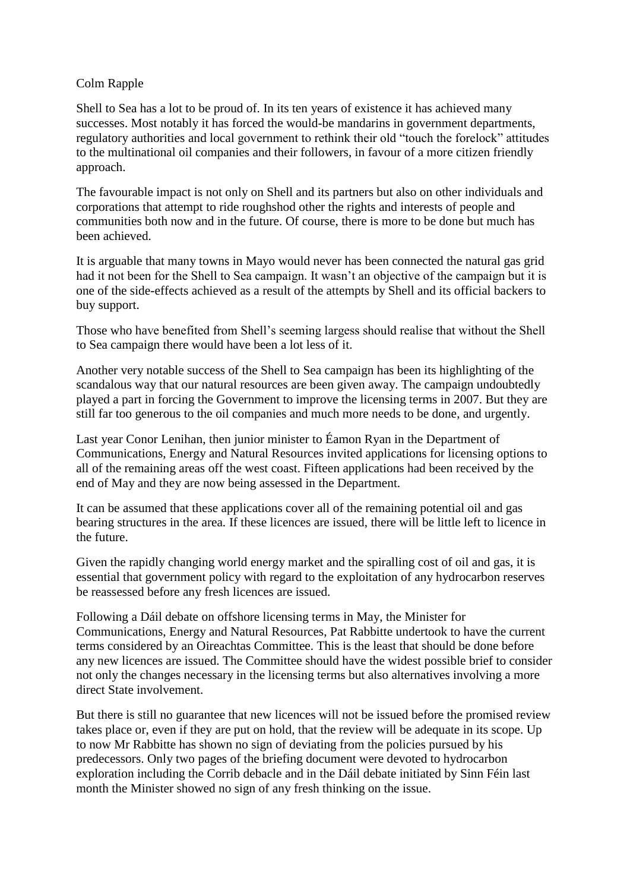Colm Rapple

Shell to Sea has a lot to be proud of. In its ten years of existence it has achieved many successes. Most notably it has forced the would-be mandarins in government departments, regulatory authorities and local government to rethink their old “touch the forelock” attitudes to the multinational oil companies and their followers, in favour of a more citizen friendly approach.

The favourable impact is not only on Shell and its partners but also on other individuals and corporations that attempt to ride roughshod other the rights and interests of people and communities both now and in the future. Of course, there is more to be done but much has been achieved.

It is arguable that many towns in Mayo would never has been connected the natural gas grid had it not been for the Shell to Sea campaign. It wasn’t an objective of the campaign but it is one of the side-effects achieved as a result of the attempts by Shell and its official backers to buy support.

Those who have benefited from Shell’s seeming largess should realise that without the Shell to Sea campaign there would have been a lot less of it.

Another very notable success of the Shell to Sea campaign has been its highlighting of the scandalous way that our natural resources are been given away. The campaign undoubtedly played a part in forcing the Government to improve the licensing terms in 2007. But they are still far too generous to the oil companies and much more needs to be done, and urgently.

Last year Conor Lenihan, then junior minister to Éamon Ryan in the Department of Communications, Energy and Natural Resources invited applications for licensing options to all of the remaining areas off the west coast. Fifteen applications had been received by the end of May and they are now being assessed in the Department.

It can be assumed that these applications cover all of the remaining potential oil and gas bearing structures in the area. If these licences are issued, there will be little left to licence in the future.

Given the rapidly changing world energy market and the spiralling cost of oil and gas, it is essential that government policy with regard to the exploitation of any hydrocarbon reserves be reassessed before any fresh licences are issued.

Following a Dáil debate on offshore licensing terms in May, the Minister for Communications, Energy and Natural Resources, Pat Rabbitte undertook to have the current terms considered by an Oireachtas Committee. This is the least that should be done before any new licences are issued. The Committee should have the widest possible brief to consider not only the changes necessary in the licensing terms but also alternatives involving a more direct State involvement.

But there is still no guarantee that new licences will not be issued before the promised review takes place or, even if they are put on hold, that the review will be adequate in its scope. Up to now Mr Rabbitte has shown no sign of deviating from the policies pursued by his predecessors. Only two pages of the briefing document were devoted to hydrocarbon exploration including the Corrib debacle and in the Dáil debate initiated by Sinn Féin last month the Minister showed no sign of any fresh thinking on the issue.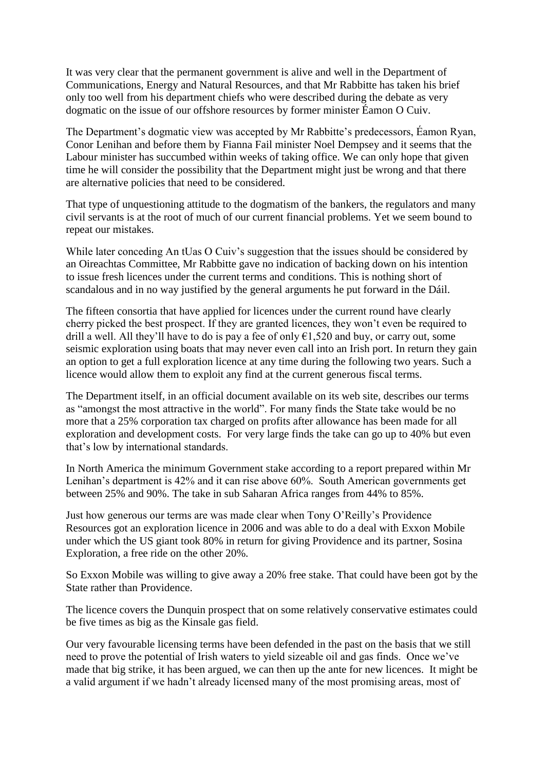It was very clear that the permanent government is alive and well in the Department of Communications, Energy and Natural Resources, and that Mr Rabbitte has taken his brief only too well from his department chiefs who were described during the debate as very dogmatic on the issue of our offshore resources by former minister Éamon O Cuiv.

The Department's dogmatic view was accepted by Mr Rabbitte's predecessors, Éamon Ryan, Conor Lenihan and before them by Fianna Fail minister Noel Dempsey and it seems that the Labour minister has succumbed within weeks of taking office. We can only hope that given time he will consider the possibility that the Department might just be wrong and that there are alternative policies that need to be considered.

That type of unquestioning attitude to the dogmatism of the bankers, the regulators and many civil servants is at the root of much of our current financial problems. Yet we seem bound to repeat our mistakes.

While later conceding An tUas O Cuiv's suggestion that the issues should be considered by an Oireachtas Committee, Mr Rabbitte gave no indication of backing down on his intention to issue fresh licences under the current terms and conditions. This is nothing short of scandalous and in no way justified by the general arguments he put forward in the Dáil.

The fifteen consortia that have applied for licences under the current round have clearly cherry picked the best prospect. If they are granted licences, they won't even be required to drill a well. All they'll have to do is pay a fee of only €1,520 and buy, or carry out, some seismic exploration using boats that may never even call into an Irish port. In return they gain an option to get a full exploration licence at any time during the following two years. Such a licence would allow them to exploit any find at the current generous fiscal terms.

The Department itself, in an official document available on its web site, describes our terms as "amongst the most attractive in the world". For many finds the State take would be no more that a 25% corporation tax charged on profits after allowance has been made for all exploration and development costs. For very large finds the take can go up to 40% but even that's low by international standards.

In North America the minimum Government stake according to a report prepared within Mr Lenihan's department is 42% and it can rise above 60%. South American governments get between 25% and 90%. The take in sub Saharan Africa ranges from 44% to 85%.

Just how generous our terms are was made clear when Tony O'Reilly's Providence Resources got an exploration licence in 2006 and was able to do a deal with Exxon Mobile under which the US giant took 80% in return for giving Providence and its partner, Sosina Exploration, a free ride on the other 20%.

So Exxon Mobile was willing to give away a 20% free stake. That could have been got by the State rather than Providence.

The licence covers the Dunquin prospect that on some relatively conservative estimates could be five times as big as the Kinsale gas field.

Our very favourable licensing terms have been defended in the past on the basis that we still need to prove the potential of Irish waters to yield sizeable oil and gas finds. Once we've made that big strike, it has been argued, we can then up the ante for new licences. It might be a valid argument if we hadn't already licensed many of the most promising areas, most of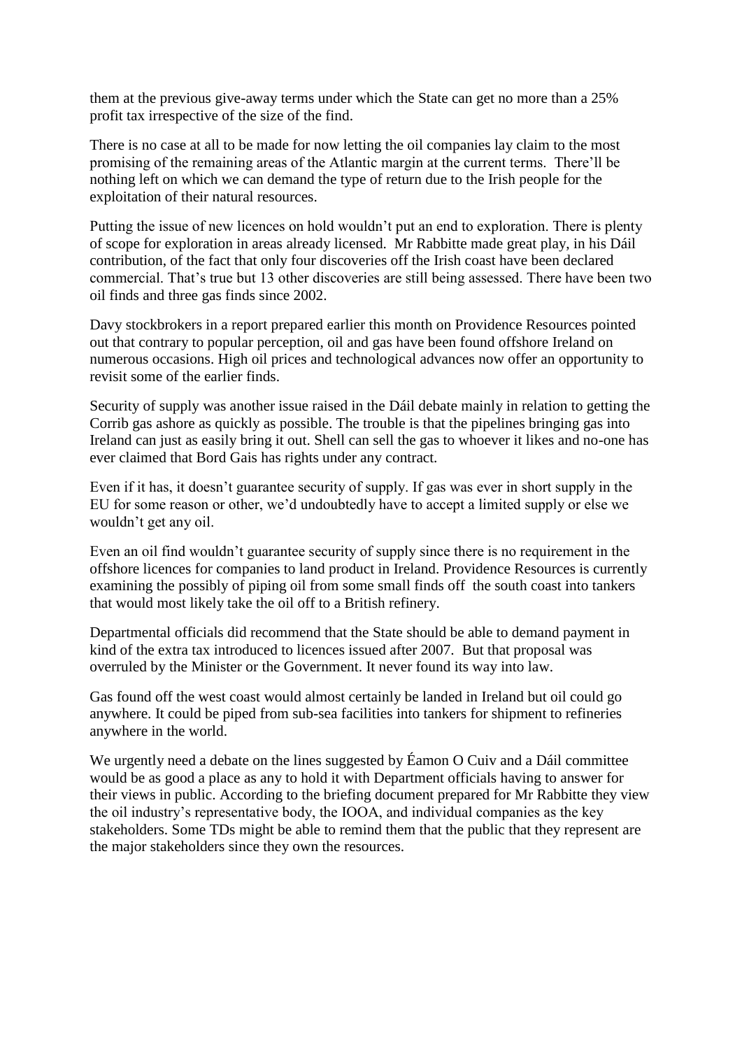them at the previous give-away terms under which the State can get no more than a 25% profit tax irrespective of the size of the find.

There is no case at all to be made for now letting the oil companies lay claim to the most promising of the remaining areas of the Atlantic margin at the current terms. There'll be nothing left on which we can demand the type of return due to the Irish people for the exploitation of their natural resources.

Putting the issue of new licences on hold wouldn't put an end to exploration. There is plenty of scope for exploration in areas already licensed. Mr Rabbitte made great play, in his Dáil contribution, of the fact that only four discoveries off the Irish coast have been declared commercial. That's true but 13 other discoveries are still being assessed. There have been two oil finds and three gas finds since 2002.

Davy stockbrokers in a report prepared earlier this month on Providence Resources pointed out that contrary to popular perception, oil and gas have been found offshore Ireland on numerous occasions. High oil prices and technological advances now offer an opportunity to revisit some of the earlier finds.

Security of supply was another issue raised in the Dáil debate mainly in relation to getting the Corrib gas ashore as quickly as possible. The trouble is that the pipelines bringing gas into Ireland can just as easily bring it out. Shell can sell the gas to whoever it likes and no-one has ever claimed that Bord Gais has rights under any contract.

Even if it has, it doesn't guarantee security of supply. If gas was ever in short supply in the EU for some reason or other, we'd undoubtedly have to accept a limited supply or else we wouldn't get any oil.

Even an oil find wouldn't guarantee security of supply since there is no requirement in the offshore licences for companies to land product in Ireland. Providence Resources is currently examining the possibly of piping oil from some small finds off the south coast into tankers that would most likely take the oil off to a British refinery.

Departmental officials did recommend that the State should be able to demand payment in kind of the extra tax introduced to licences issued after 2007. But that proposal was overruled by the Minister or the Government. It never found its way into law.

Gas found off the west coast would almost certainly be landed in Ireland but oil could go anywhere. It could be piped from sub-sea facilities into tankers for shipment to refineries anywhere in the world.

We urgently need a debate on the lines suggested by Éamon O Cuiv and a Dáil committee would be as good a place as any to hold it with Department officials having to answer for their views in public. According to the briefing document prepared for Mr Rabbitte they view the oil industry's representative body, the IOOA, and individual companies as the key stakeholders. Some TDs might be able to remind them that the public that they represent are the major stakeholders since they own the resources.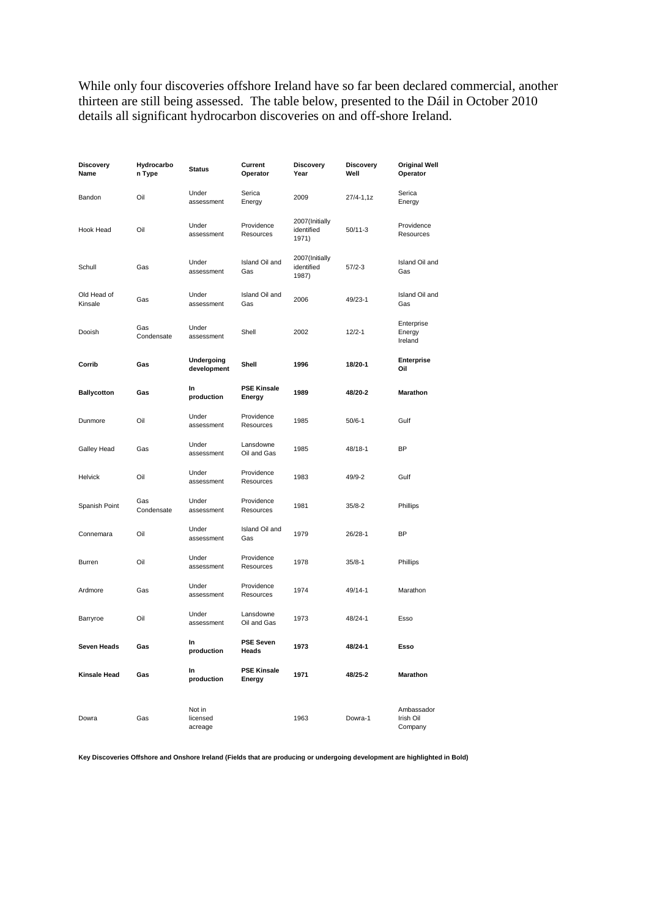While only four discoveries offshore Ireland have so far been declared commercial, another thirteen are still being assessed. The table below, presented to the Dáil in October 2010 details all significant hydrocarbon discoveries on and off-shore Ireland.

| Discovery Name | Hydrocarbon Type | Status | Current Operator | Discovery Year | Discovery Well | Original Well Operator |
|---|---|---|---|---|---|---|
| Bandon | Oil | Under assessment | Serica Energy | 2009 | 27/4-1,1z | Serica Energy |
| Hook Head | Oil | Under assessment | Providence Resources | 2007(Initially identified 1971) | 50/11-3 | Providence Resources |
| Schull | Gas | Under assessment | Island Oil and Gas | 2007(Initially identified 1987) | 57/2-3 | Island Oil and Gas |
| Old Head of Kinsale | Gas | Under assessment | Island Oil and Gas | 2006 | 49/23-1 | Island Oil and Gas |
| Dooish | Gas Condensate | Under assessment | Shell | 2002 | 12/2-1 | Enterprise Energy Ireland |
| **Corrib** | **Gas** | **Undergoing development** | **Shell** | **1996** | **18/20-1** | **Enterprise Oil** |
| **Ballycotton** | **Gas** | **In production** | **PSE Kinsale Energy** | **1989** | **48/20-2** | **Marathon** |
| Dunmore | Oil | Under assessment | Providence Resources | 1985 | 50/6-1 | Gulf |
| Galley Head | Gas | Under assessment | Lansdowne Oil and Gas | 1985 | 48/18-1 | BP |
| Helvick | Oil | Under assessment | Providence Resources | 1983 | 49/9-2 | Gulf |
| Spanish Point | Gas Condensate | Under assessment | Providence Resources | 1981 | 35/8-2 | Phillips |
| Connemara | Oil | Under assessment | Island Oil and Gas | 1979 | 26/28-1 | BP |
| Burren | Oil | Under assessment | Providence Resources | 1978 | 35/8-1 | Phillips |
| Ardmore | Gas | Under assessment | Providence Resources | 1974 | 49/14-1 | Marathon |
| Barryroe | Oil | Under assessment | Lansdowne Oil and Gas | 1973 | 48/24-1 | Esso |
| **Seven Heads** | **Gas** | **In production** | **PSE Seven Heads** | **1973** | **48/24-1** | **Esso** |
| **Kinsale Head** | **Gas** | **In production** | **PSE Kinsale Energy** | **1971** | **48/25-2** | **Marathon** |
| Dowra | Gas | Not in licensed acreage | | 1963 | Dowra-1 | Ambassador Irish Oil Company |

**Key Discoveries Offshore and Onshore Ireland (Fields that are producing or undergoing development are highlighted in Bold)**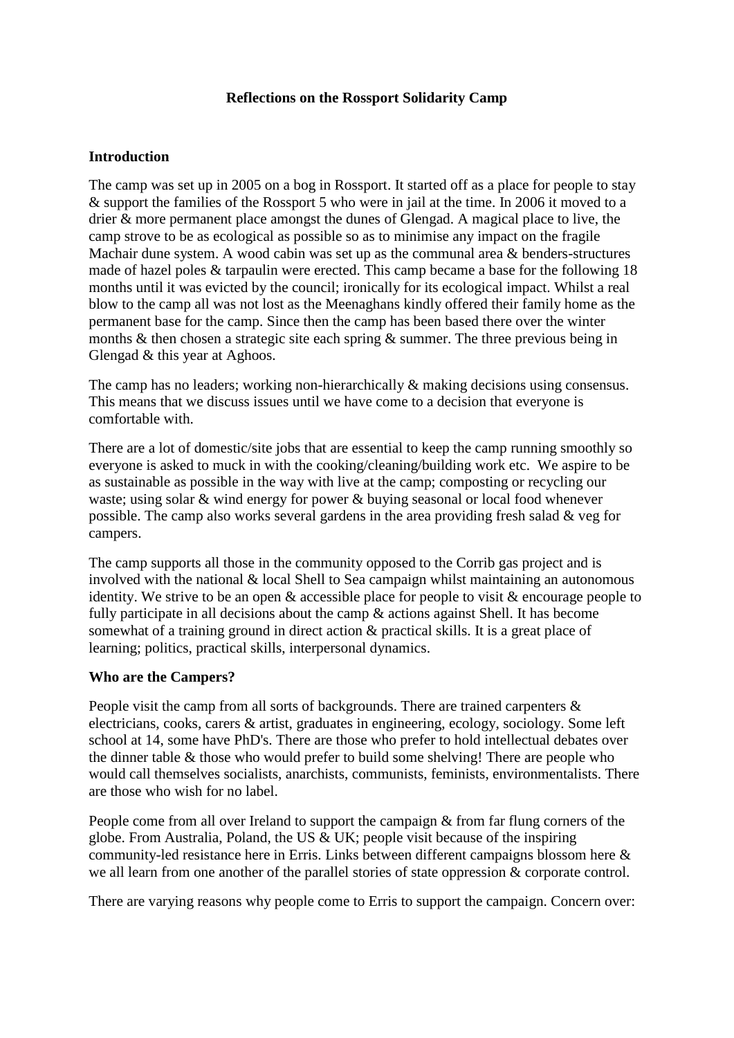**Reflections on the Rossport Solidarity Camp**

**Introduction**

The camp was set up in 2005 on a bog in Rossport. It started off as a place for people to stay & support the families of the Rossport 5 who were in jail at the time. In 2006 it moved to a drier & more permanent place amongst the dunes of Glengad. A magical place to live, the camp strove to be as ecological as possible so as to minimise any impact on the fragile Machair dune system. A wood cabin was set up as the communal area & benders-structures made of hazel poles & tarpaulin were erected. This camp became a base for the following 18 months until it was evicted by the council; ironically for its ecological impact. Whilst a real blow to the camp all was not lost as the Meenaghans kindly offered their family home as the permanent base for the camp. Since then the camp has been based there over the winter months & then chosen a strategic site each spring & summer. The three previous being in Glengad & this year at Aghoos.

The camp has no leaders; working non-hierarchically & making decisions using consensus. This means that we discuss issues until we have come to a decision that everyone is comfortable with.

There are a lot of domestic/site jobs that are essential to keep the camp running smoothly so everyone is asked to muck in with the cooking/cleaning/building work etc. We aspire to be as sustainable as possible in the way with live at the camp; composting or recycling our waste; using solar & wind energy for power & buying seasonal or local food whenever possible. The camp also works several gardens in the area providing fresh salad & veg for campers.

The camp supports all those in the community opposed to the Corrib gas project and is involved with the national & local Shell to Sea campaign whilst maintaining an autonomous identity. We strive to be an open & accessible place for people to visit & encourage people to fully participate in all decisions about the camp & actions against Shell. It has become somewhat of a training ground in direct action & practical skills. It is a great place of learning; politics, practical skills, interpersonal dynamics.

**Who are the Campers?**

People visit the camp from all sorts of backgrounds. There are trained carpenters & electricians, cooks, carers & artist, graduates in engineering, ecology, sociology. Some left school at 14, some have PhD's. There are those who prefer to hold intellectual debates over the dinner table & those who would prefer to build some shelving! There are people who would call themselves socialists, anarchists, communists, feminists, environmentalists. There are those who wish for no label.

People come from all over Ireland to support the campaign & from far flung corners of the globe. From Australia, Poland, the US & UK; people visit because of the inspiring community-led resistance here in Erris. Links between different campaigns blossom here & we all learn from one another of the parallel stories of state oppression & corporate control.

There are varying reasons why people come to Erris to support the campaign. Concern over: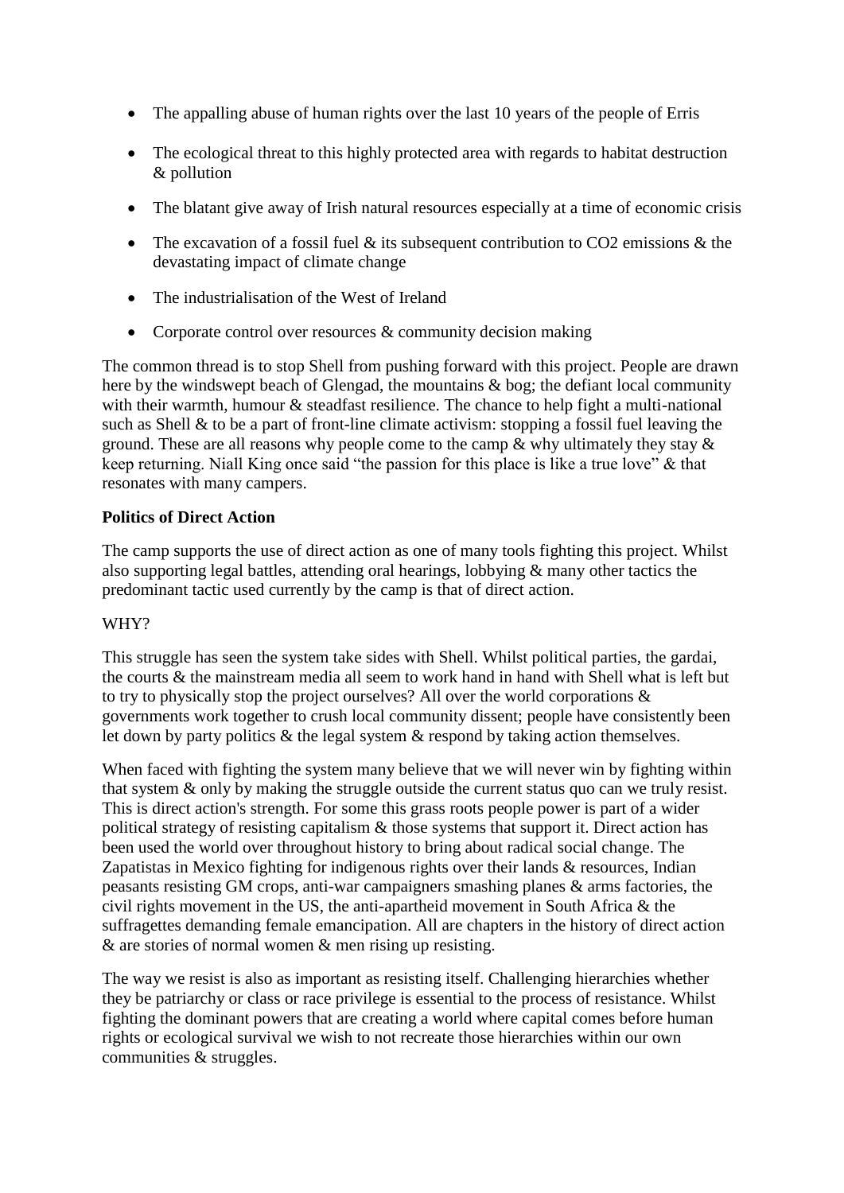- The appalling abuse of human rights over the last 10 years of the people of Erris
- The ecological threat to this highly protected area with regards to habitat destruction & pollution
- The blatant give away of Irish natural resources especially at a time of economic crisis
- The excavation of a fossil fuel & its subsequent contribution to $CO_2$ emissions & the devastating impact of climate change
- The industrialisation of the West of Ireland
- Corporate control over resources & community decision making

The common thread is to stop Shell from pushing forward with this project. People are drawn here by the windswept beach of Glengad, the mountains & bog; the defiant local community with their warmth, humour & steadfast resilience. The chance to help fight a multi-national such as Shell & to be a part of front-line climate activism: stopping a fossil fuel leaving the ground. These are all reasons why people come to the camp & why ultimately they stay & keep returning. Niall King once said "the passion for this place is like a true love" & that resonates with many campers.

**Politics of Direct Action**

The camp supports the use of direct action as one of many tools fighting this project. Whilst also supporting legal battles, attending oral hearings, lobbying & many other tactics the predominant tactic used currently by the camp is that of direct action.

WHY?

This struggle has seen the system take sides with Shell. Whilst political parties, the gardai, the courts & the mainstream media all seem to work hand in hand with Shell what is left but to try to physically stop the project ourselves? All over the world corporations & governments work together to crush local community dissent; people have consistently been let down by party politics & the legal system & respond by taking action themselves.

When faced with fighting the system many believe that we will never win by fighting within that system & only by making the struggle outside the current status quo can we truly resist. This is direct action's strength. For some this grass roots people power is part of a wider political strategy of resisting capitalism & those systems that support it. Direct action has been used the world over throughout history to bring about radical social change. The Zapatistas in Mexico fighting for indigenous rights over their lands & resources, Indian peasants resisting GM crops, anti-war campaigners smashing planes & arms factories, the civil rights movement in the US, the anti-apartheid movement in South Africa & the suffragettes demanding female emancipation. All are chapters in the history of direct action & are stories of normal women & men rising up resisting.

The way we resist is also as important as resisting itself. Challenging hierarchies whether they be patriarchy or class or race privilege is essential to the process of resistance. Whilst fighting the dominant powers that are creating a world where capital comes before human rights or ecological survival we wish to not recreate those hierarchies within our own communities & struggles.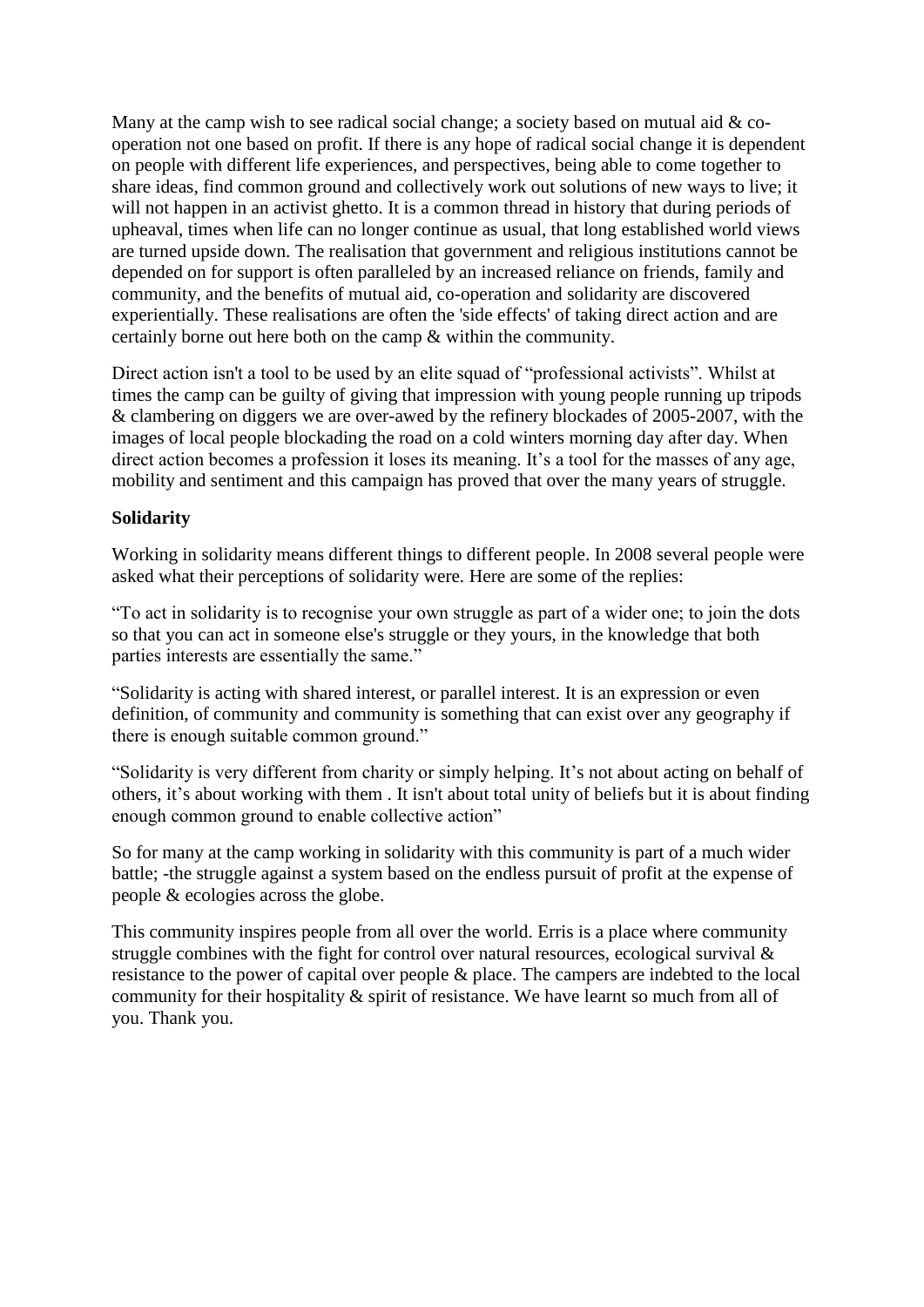Many at the camp wish to see radical social change; a society based on mutual aid & co-operation not one based on profit. If there is any hope of radical social change it is dependent on people with different life experiences, and perspectives, being able to come together to share ideas, find common ground and collectively work out solutions of new ways to live; it will not happen in an activist ghetto. It is a common thread in history that during periods of upheaval, times when life can no longer continue as usual, that long established world views are turned upside down. The realisation that government and religious institutions cannot be depended on for support is often paralleled by an increased reliance on friends, family and community, and the benefits of mutual aid, co-operation and solidarity are discovered experientially. These realisations are often the 'side effects' of taking direct action and are certainly borne out here both on the camp & within the community.

Direct action isn't a tool to be used by an elite squad of "professional activists". Whilst at times the camp can be guilty of giving that impression with young people running up tripods & clambering on diggers we are over-awed by the refinery blockades of 2005-2007, with the images of local people blockading the road on a cold winters morning day after day. When direct action becomes a profession it loses its meaning. It's a tool for the masses of any age, mobility and sentiment and this campaign has proved that over the many years of struggle.

**Solidarity**

Working in solidarity means different things to different people. In 2008 several people were asked what their perceptions of solidarity were. Here are some of the replies:

"To act in solidarity is to recognise your own struggle as part of a wider one; to join the dots so that you can act in someone else's struggle or they yours, in the knowledge that both parties interests are essentially the same."

"Solidarity is acting with shared interest, or parallel interest. It is an expression or even definition, of community and community is something that can exist over any geography if there is enough suitable common ground."

"Solidarity is very different from charity or simply helping. It's not about acting on behalf of others, it's about working with them . It isn't about total unity of beliefs but it is about finding enough common ground to enable collective action"

So for many at the camp working in solidarity with this community is part of a much wider battle; -the struggle against a system based on the endless pursuit of profit at the expense of people & ecologies across the globe.

This community inspires people from all over the world. Erris is a place where community struggle combines with the fight for control over natural resources, ecological survival & resistance to the power of capital over people & place. The campers are indebted to the local community for their hospitality & spirit of resistance. We have learnt so much from all of you. Thank you.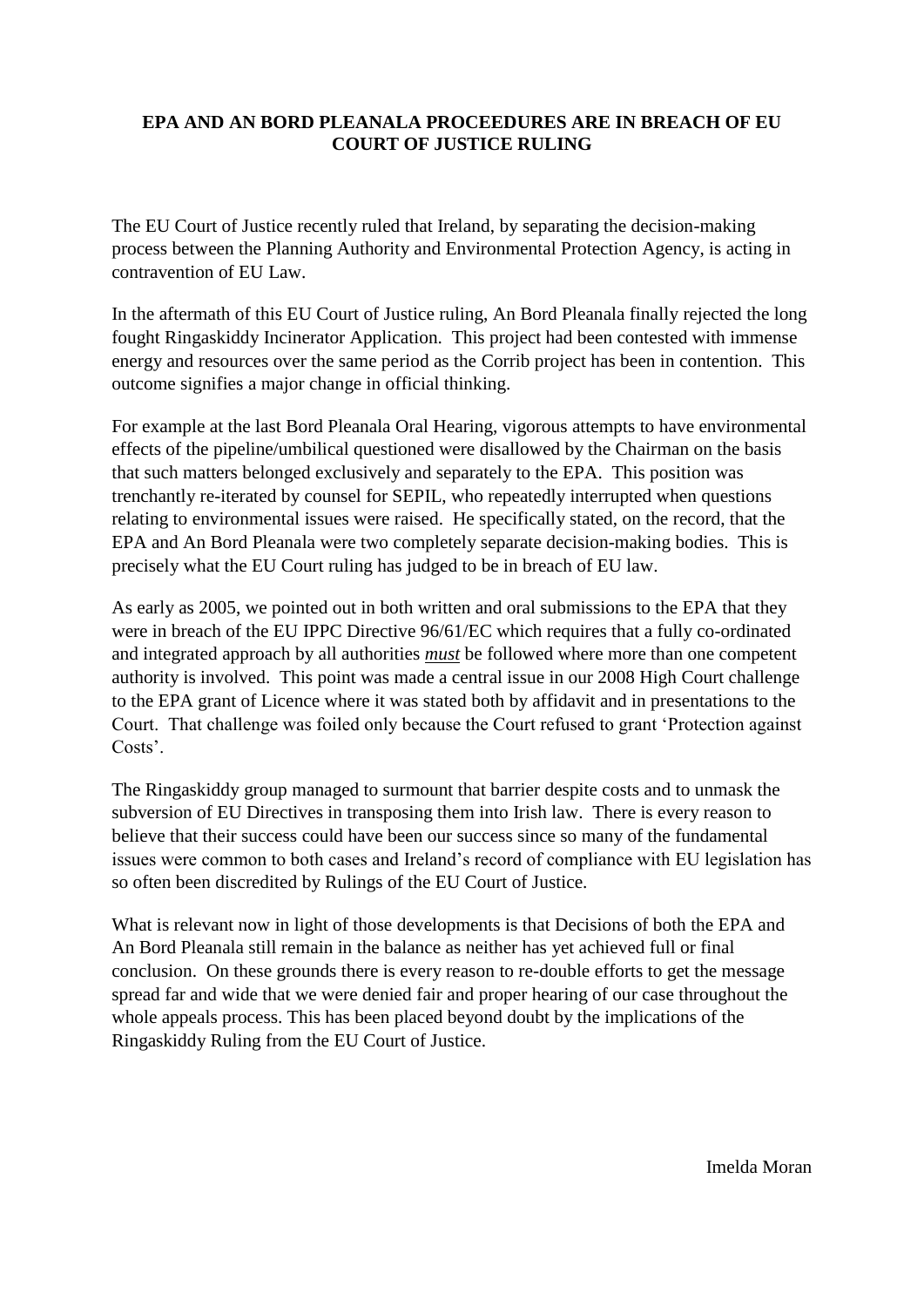**EPA AND AN BORD PLEANALA PROCEEDURES ARE IN BREACH OF EU COURT OF JUSTICE RULING**

The EU Court of Justice recently ruled that Ireland, by separating the decision-making process between the Planning Authority and Environmental Protection Agency, is acting in contravention of EU Law.

In the aftermath of this EU Court of Justice ruling, An Bord Pleanala finally rejected the long fought Ringaskiddy Incinerator Application. This project had been contested with immense energy and resources over the same period as the Corrib project has been in contention. This outcome signifies a major change in official thinking.

For example at the last Bord Pleanala Oral Hearing, vigorous attempts to have environmental effects of the pipeline/umbilical questioned were disallowed by the Chairman on the basis that such matters belonged exclusively and separately to the EPA. This position was trenchantly re-iterated by counsel for SEPIL, who repeatedly interrupted when questions relating to environmental issues were raised. He specifically stated, on the record, that the EPA and An Bord Pleanala were two completely separate decision-making bodies. This is precisely what the EU Court ruling has judged to be in breach of EU law.

As early as 2005, we pointed out in both written and oral submissions to the EPA that they were in breach of the EU IPPC Directive 96/61/EC which requires that a fully co-ordinated and integrated approach by all authorities ***must*** be followed where more than one competent authority is involved. This point was made a central issue in our 2008 High Court challenge to the EPA grant of Licence where it was stated both by affidavit and in presentations to the Court. That challenge was foiled only because the Court refused to grant 'Protection against Costs'.

The Ringaskiddy group managed to surmount that barrier despite costs and to unmask the subversion of EU Directives in transposing them into Irish law. There is every reason to believe that their success could have been our success since so many of the fundamental issues were common to both cases and Ireland's record of compliance with EU legislation has so often been discredited by Rulings of the EU Court of Justice.

What is relevant now in light of those developments is that Decisions of both the EPA and An Bord Pleanala still remain in the balance as neither has yet achieved full or final conclusion. On these grounds there is every reason to re-double efforts to get the message spread far and wide that we were denied fair and proper hearing of our case throughout the whole appeals process. This has been placed beyond doubt by the implications of the Ringaskiddy Ruling from the EU Court of Justice.

Imelda Moran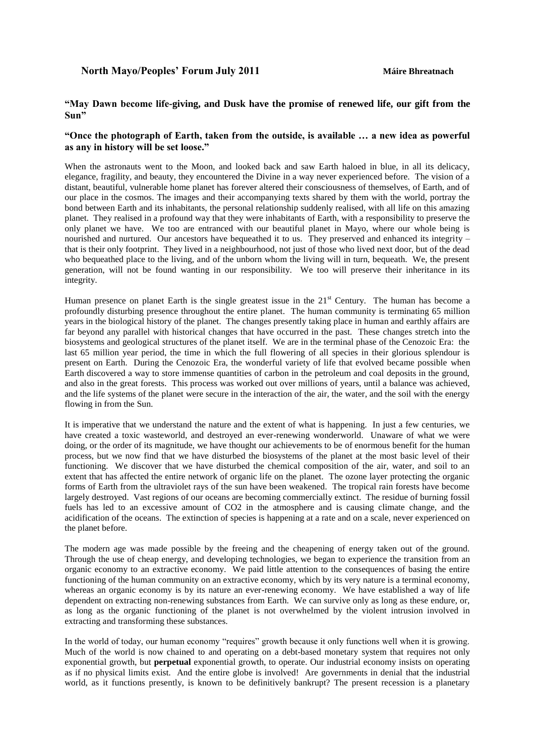## North Mayo/Peoples' Forum July 2011 — Máire Bhreatnach

**"May Dawn become life-giving, and Dusk have the promise of renewed life, our gift from the Sun"**

**"Once the photograph of Earth, taken from the outside, is available … a new idea as powerful as any in history will be set loose."**

When the astronauts went to the Moon, and looked back and saw Earth haloed in blue, in all its delicacy, elegance, fragility, and beauty, they encountered the Divine in a way never experienced before. The vision of a distant, beautiful, vulnerable home planet has forever altered their consciousness of themselves, of Earth, and of our place in the cosmos. The images and their accompanying texts shared by them with the world, portray the bond between Earth and its inhabitants, the personal relationship suddenly realised, with all life on this amazing planet. They realised in a profound way that they were inhabitants of Earth, with a responsibility to preserve the only planet we have. We too are entranced with our beautiful planet in Mayo, where our whole being is nourished and nurtured. Our ancestors have bequeathed it to us. They preserved and enhanced its integrity – that is their only footprint. They lived in a neighbourhood, not just of those who lived next door, but of the dead who bequeathed place to the living, and of the unborn whom the living will in turn, bequeath. We, the present generation, will not be found wanting in our responsibility. We too will preserve their inheritance in its integrity.

Human presence on planet Earth is the single greatest issue in the 21st Century. The human has become a profoundly disturbing presence throughout the entire planet. The human community is terminating 65 million years in the biological history of the planet. The changes presently taking place in human and earthly affairs are far beyond any parallel with historical changes that have occurred in the past. These changes stretch into the biosystems and geological structures of the planet itself. We are in the terminal phase of the Cenozoic Era: the last 65 million year period, the time in which the full flowering of all species in their glorious splendour is present on Earth. During the Cenozoic Era, the wonderful variety of life that evolved became possible when Earth discovered a way to store immense quantities of carbon in the petroleum and coal deposits in the ground, and also in the great forests. This process was worked out over millions of years, until a balance was achieved, and the life systems of the planet were secure in the interaction of the air, the water, and the soil with the energy flowing in from the Sun.

It is imperative that we understand the nature and the extent of what is happening. In just a few centuries, we have created a toxic wasteworld, and destroyed an ever-renewing wonderworld. Unaware of what we were doing, or the order of its magnitude, we have thought our achievements to be of enormous benefit for the human process, but we now find that we have disturbed the biosystems of the planet at the most basic level of their functioning. We discover that we have disturbed the chemical composition of the air, water, and soil to an extent that has affected the entire network of organic life on the planet. The ozone layer protecting the organic forms of Earth from the ultraviolet rays of the sun have been weakened. The tropical rain forests have become largely destroyed. Vast regions of our oceans are becoming commercially extinct. The residue of burning fossil fuels has led to an excessive amount of $CO_2$ in the atmosphere and is causing climate change, and the acidification of the oceans. The extinction of species is happening at a rate and on a scale, never experienced on the planet before.

The modern age was made possible by the freeing and the cheapening of energy taken out of the ground. Through the use of cheap energy, and developing technologies, we began to experience the transition from an organic economy to an extractive economy. We paid little attention to the consequences of basing the entire functioning of the human community on an extractive economy, which by its very nature is a terminal economy, whereas an organic economy is by its nature an ever-renewing economy. We have established a way of life dependent on extracting non-renewing substances from Earth. We can survive only as long as these endure, or, as long as the organic functioning of the planet is not overwhelmed by the violent intrusion involved in extracting and transforming these substances.

In the world of today, our human economy "requires" growth because it only functions well when it is growing. Much of the world is now chained to and operating on a debt-based monetary system that requires not only exponential growth, but **perpetual** exponential growth, to operate. Our industrial economy insists on operating as if no physical limits exist. And the entire globe is involved! Are governments in denial that the industrial world, as it functions presently, is known to be definitively bankrupt? The present recession is a planetary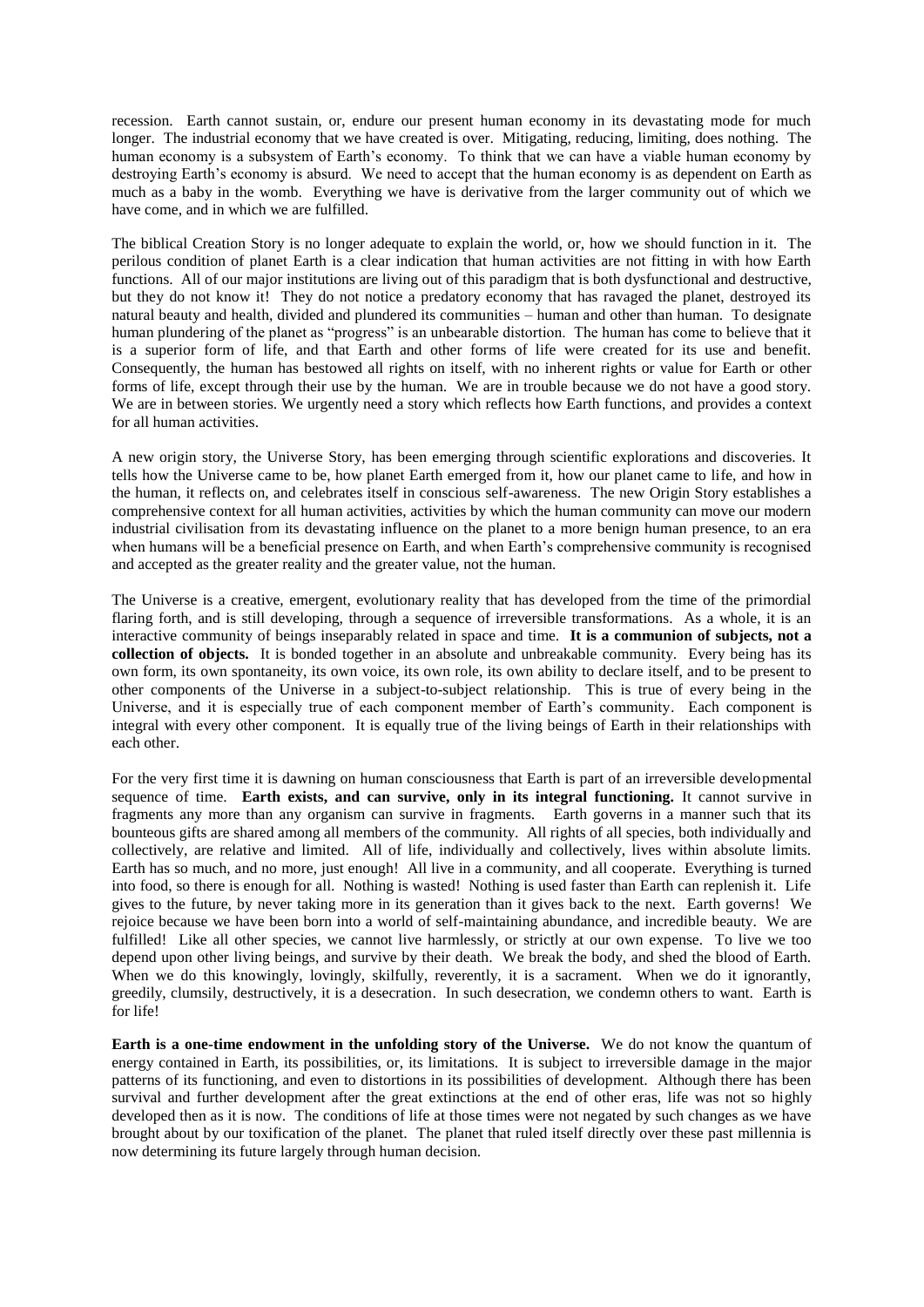recession. Earth cannot sustain, or, endure our present human economy in its devastating mode for much longer. The industrial economy that we have created is over. Mitigating, reducing, limiting, does nothing. The human economy is a subsystem of Earth's economy. To think that we can have a viable human economy by destroying Earth's economy is absurd. We need to accept that the human economy is as dependent on Earth as much as a baby in the womb. Everything we have is derivative from the larger community out of which we have come, and in which we are fulfilled.

The biblical Creation Story is no longer adequate to explain the world, or, how we should function in it. The perilous condition of planet Earth is a clear indication that human activities are not fitting in with how Earth functions. All of our major institutions are living out of this paradigm that is both dysfunctional and destructive, but they do not know it! They do not notice a predatory economy that has ravaged the planet, destroyed its natural beauty and health, divided and plundered its communities – human and other than human. To designate human plundering of the planet as "progress" is an unbearable distortion. The human has come to believe that it is a superior form of life, and that Earth and other forms of life were created for its use and benefit. Consequently, the human has bestowed all rights on itself, with no inherent rights or value for Earth or other forms of life, except through their use by the human. We are in trouble because we do not have a good story. We are in between stories. We urgently need a story which reflects how Earth functions, and provides a context for all human activities.

A new origin story, the Universe Story, has been emerging through scientific explorations and discoveries. It tells how the Universe came to be, how planet Earth emerged from it, how our planet came to life, and how in the human, it reflects on, and celebrates itself in conscious self-awareness. The new Origin Story establishes a comprehensive context for all human activities, activities by which the human community can move our modern industrial civilisation from its devastating influence on the planet to a more benign human presence, to an era when humans will be a beneficial presence on Earth, and when Earth's comprehensive community is recognised and accepted as the greater reality and the greater value, not the human.

The Universe is a creative, emergent, evolutionary reality that has developed from the time of the primordial flaring forth, and is still developing, through a sequence of irreversible transformations. As a whole, it is an interactive community of beings inseparably related in space and time. **It is a communion of subjects, not a collection of objects.** It is bonded together in an absolute and unbreakable community. Every being has its own form, its own spontaneity, its own voice, its own role, its own ability to declare itself, and to be present to other components of the Universe in a subject-to-subject relationship. This is true of every being in the Universe, and it is especially true of each component member of Earth's community. Each component is integral with every other component. It is equally true of the living beings of Earth in their relationships with each other.

For the very first time it is dawning on human consciousness that Earth is part of an irreversible developmental sequence of time. **Earth exists, and can survive, only in its integral functioning.** It cannot survive in fragments any more than any organism can survive in fragments. Earth governs in a manner such that its bounteous gifts are shared among all members of the community. All rights of all species, both individually and collectively, are relative and limited. All of life, individually and collectively, lives within absolute limits. Earth has so much, and no more, just enough! All live in a community, and all cooperate. Everything is turned into food, so there is enough for all. Nothing is wasted! Nothing is used faster than Earth can replenish it. Life gives to the future, by never taking more in its generation than it gives back to the next. Earth governs! We rejoice because we have been born into a world of self-maintaining abundance, and incredible beauty. We are fulfilled! Like all other species, we cannot live harmlessly, or strictly at our own expense. To live we too depend upon other living beings, and survive by their death. We break the body, and shed the blood of Earth. When we do this knowingly, lovingly, skilfully, reverently, it is a sacrament. When we do it ignorantly, greedily, clumsily, destructively, it is a desecration. In such desecration, we condemn others to want. Earth is for life!

**Earth is a one-time endowment in the unfolding story of the Universe.** We do not know the quantum of energy contained in Earth, its possibilities, or, its limitations. It is subject to irreversible damage in the major patterns of its functioning, and even to distortions in its possibilities of development. Although there has been survival and further development after the great extinctions at the end of other eras, life was not so highly developed then as it is now. The conditions of life at those times were not negated by such changes as we have brought about by our toxification of the planet. The planet that ruled itself directly over these past millennia is now determining its future largely through human decision.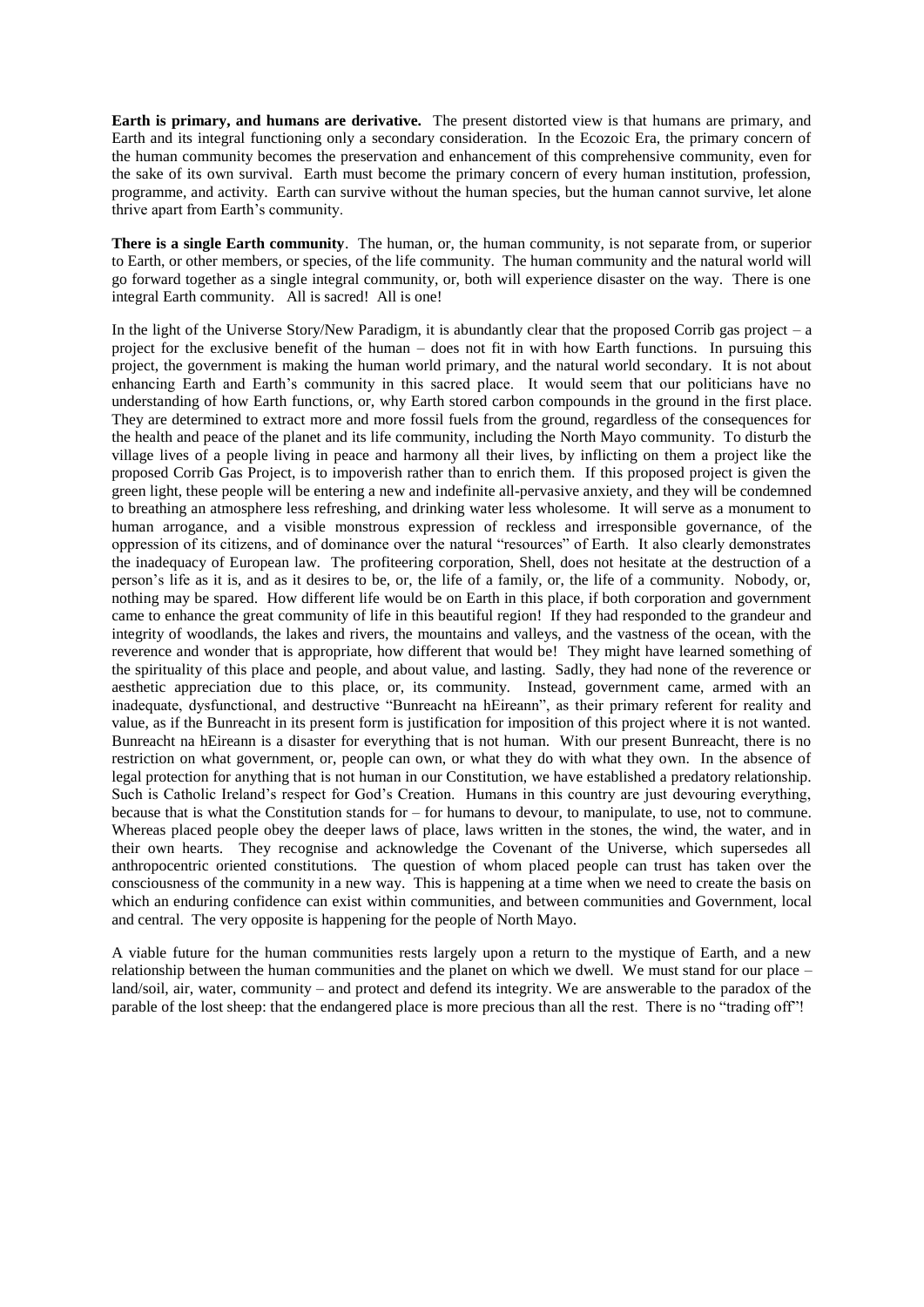**Earth is primary, and humans are derivative.** The present distorted view is that humans are primary, and Earth and its integral functioning only a secondary consideration. In the Ecozoic Era, the primary concern of the human community becomes the preservation and enhancement of this comprehensive community, even for the sake of its own survival. Earth must become the primary concern of every human institution, profession, programme, and activity. Earth can survive without the human species, but the human cannot survive, let alone thrive apart from Earth's community.

**There is a single Earth community**. The human, or, the human community, is not separate from, or superior to Earth, or other members, or species, of the life community. The human community and the natural world will go forward together as a single integral community, or, both will experience disaster on the way. There is one integral Earth community. All is sacred! All is one!

In the light of the Universe Story/New Paradigm, it is abundantly clear that the proposed Corrib gas project – a project for the exclusive benefit of the human – does not fit in with how Earth functions. In pursuing this project, the government is making the human world primary, and the natural world secondary. It is not about enhancing Earth and Earth's community in this sacred place. It would seem that our politicians have no understanding of how Earth functions, or, why Earth stored carbon compounds in the ground in the first place. They are determined to extract more and more fossil fuels from the ground, regardless of the consequences for the health and peace of the planet and its life community, including the North Mayo community. To disturb the village lives of a people living in peace and harmony all their lives, by inflicting on them a project like the proposed Corrib Gas Project, is to impoverish rather than to enrich them. If this proposed project is given the green light, these people will be entering a new and indefinite all-pervasive anxiety, and they will be condemned to breathing an atmosphere less refreshing, and drinking water less wholesome. It will serve as a monument to human arrogance, and a visible monstrous expression of reckless and irresponsible governance, of the oppression of its citizens, and of dominance over the natural "resources" of Earth. It also clearly demonstrates the inadequacy of European law. The profiteering corporation, Shell, does not hesitate at the destruction of a person's life as it is, and as it desires to be, or, the life of a family, or, the life of a community. Nobody, or, nothing may be spared. How different life would be on Earth in this place, if both corporation and government came to enhance the great community of life in this beautiful region! If they had responded to the grandeur and integrity of woodlands, the lakes and rivers, the mountains and valleys, and the vastness of the ocean, with the reverence and wonder that is appropriate, how different that would be! They might have learned something of the spirituality of this place and people, and about value, and lasting. Sadly, they had none of the reverence or aesthetic appreciation due to this place, or, its community. Instead, government came, armed with an inadequate, dysfunctional, and destructive "Bunreacht na hEireann", as their primary referent for reality and value, as if the Bunreacht in its present form is justification for imposition of this project where it is not wanted. Bunreacht na hEireann is a disaster for everything that is not human. With our present Bunreacht, there is no restriction on what government, or, people can own, or what they do with what they own. In the absence of legal protection for anything that is not human in our Constitution, we have established a predatory relationship. Such is Catholic Ireland's respect for God's Creation. Humans in this country are just devouring everything, because that is what the Constitution stands for – for humans to devour, to manipulate, to use, not to commune. Whereas placed people obey the deeper laws of place, laws written in the stones, the wind, the water, and in their own hearts. They recognise and acknowledge the Covenant of the Universe, which supersedes all anthropocentric oriented constitutions. The question of whom placed people can trust has taken over the consciousness of the community in a new way. This is happening at a time when we need to create the basis on which an enduring confidence can exist within communities, and between communities and Government, local and central. The very opposite is happening for the people of North Mayo.

A viable future for the human communities rests largely upon a return to the mystique of Earth, and a new relationship between the human communities and the planet on which we dwell. We must stand for our place – land/soil, air, water, community – and protect and defend its integrity. We are answerable to the paradox of the parable of the lost sheep: that the endangered place is more precious than all the rest. There is no "trading off"!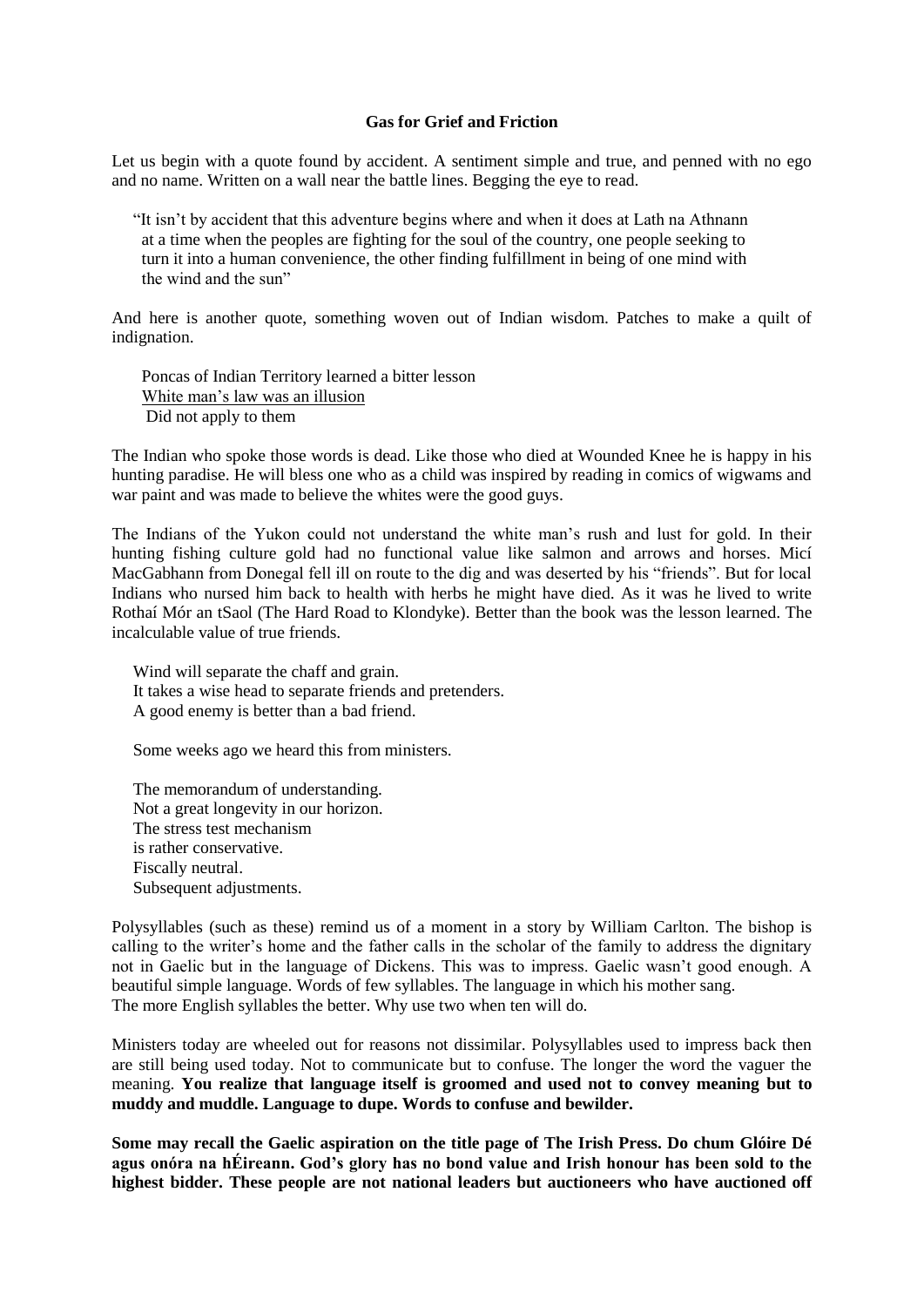**Gas for Grief and Friction**

Let us begin with a quote found by accident. A sentiment simple and true, and penned with no ego and no name. Written on a wall near the battle lines. Begging the eye to read.

> "It isn't by accident that this adventure begins where and when it does at Lath na Athnann at a time when the peoples are fighting for the soul of the country, one people seeking to turn it into a human convenience, the other finding fulfillment in being of one mind with the wind and the sun"

And here is another quote, something woven out of Indian wisdom. Patches to make a quilt of indignation.

> Poncas of Indian Territory learned a bitter lesson
> <u>White man's law was an illusion</u>
> Did not apply to them

The Indian who spoke those words is dead. Like those who died at Wounded Knee he is happy in his hunting paradise. He will bless one who as a child was inspired by reading in comics of wigwams and war paint and was made to believe the whites were the good guys.

The Indians of the Yukon could not understand the white man's rush and lust for gold. In their hunting fishing culture gold had no functional value like salmon and arrows and horses. Micí MacGabhann from Donegal fell ill on route to the dig and was deserted by his "friends". But for local Indians who nursed him back to health with herbs he might have died. As it was he lived to write Rothaí Mór an tSaol (The Hard Road to Klondyke). Better than the book was the lesson learned. The incalculable value of true friends.

> Wind will separate the chaff and grain.
> It takes a wise head to separate friends and pretenders.
> A good enemy is better than a bad friend.
>
> Some weeks ago we heard this from ministers.
>
> The memorandum of understanding.
> Not a great longevity in our horizon.
> The stress test mechanism
> is rather conservative.
> Fiscally neutral.
> Subsequent adjustments.

Polysyllables (such as these) remind us of a moment in a story by William Carlton. The bishop is calling to the writer's home and the father calls in the scholar of the family to address the dignitary not in Gaelic but in the language of Dickens. This was to impress. Gaelic wasn't good enough. A beautiful simple language. Words of few syllables. The language in which his mother sang.
The more English syllables the better. Why use two when ten will do.

Ministers today are wheeled out for reasons not dissimilar. Polysyllables used to impress back then are still being used today. Not to communicate but to confuse. The longer the word the vaguer the meaning. **You realize that language itself is groomed and used not to convey meaning but to muddy and muddle. Language to dupe. Words to confuse and bewilder.**

**Some may recall the Gaelic aspiration on the title page of The Irish Press. Do chum Glóire Dé agus onóra na hÉireann. God's glory has no bond value and Irish honour has been sold to the highest bidder. These people are not national leaders but auctioneers who have auctioned off**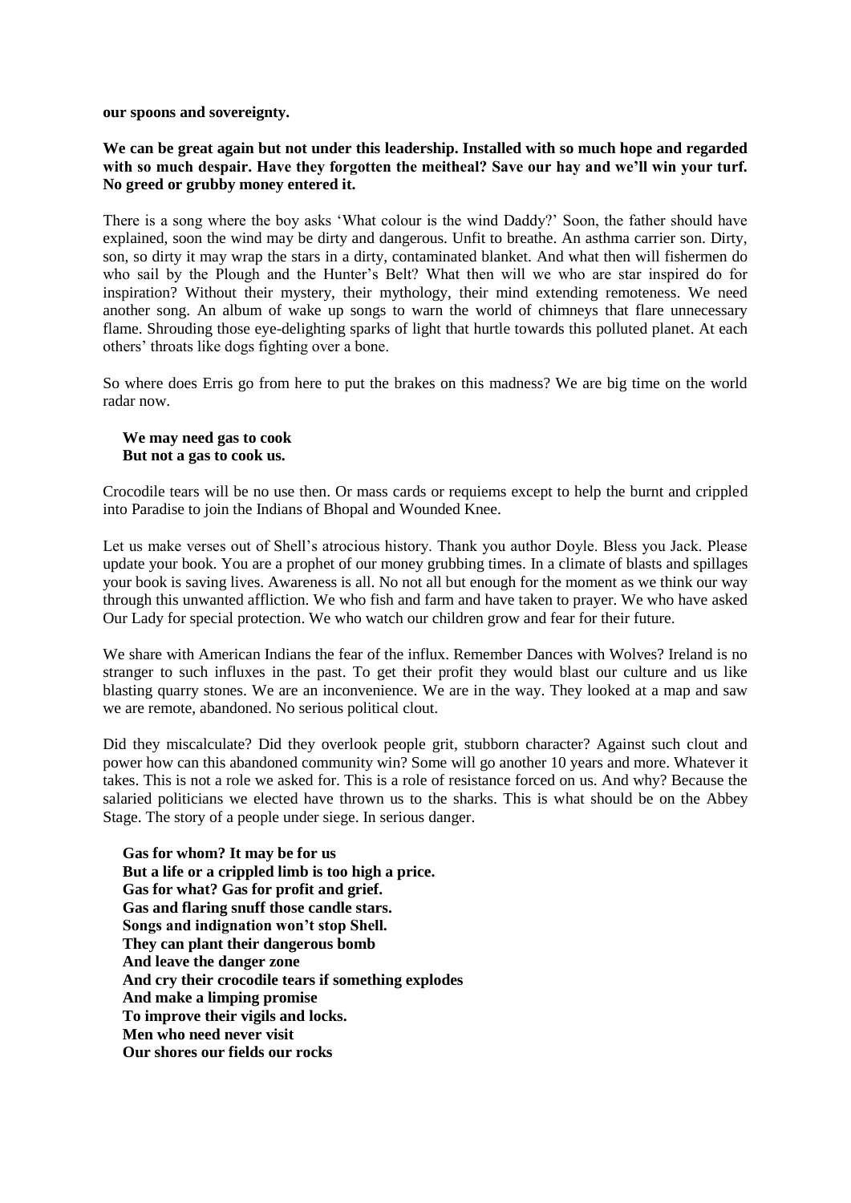**our spoons and sovereignty.**

**We can be great again but not under this leadership. Installed with so much hope and regarded with so much despair. Have they forgotten the meitheal? Save our hay and we'll win your turf. No greed or grubby money entered it.**

There is a song where the boy asks 'What colour is the wind Daddy?' Soon, the father should have explained, soon the wind may be dirty and dangerous. Unfit to breathe. An asthma carrier son. Dirty, son, so dirty it may wrap the stars in a dirty, contaminated blanket. And what then will fishermen do who sail by the Plough and the Hunter's Belt? What then will we who are star inspired do for inspiration? Without their mystery, their mythology, their mind extending remoteness. We need another song. An album of wake up songs to warn the world of chimneys that flare unnecessary flame. Shrouding those eye-delighting sparks of light that hurtle towards this polluted planet. At each others' throats like dogs fighting over a bone.

So where does Erris go from here to put the brakes on this madness? We are big time on the world radar now.

**We may need gas to cook**
**But not a gas to cook us.**

Crocodile tears will be no use then. Or mass cards or requiems except to help the burnt and crippled into Paradise to join the Indians of Bhopal and Wounded Knee.

Let us make verses out of Shell's atrocious history. Thank you author Doyle. Bless you Jack. Please update your book. You are a prophet of our money grubbing times. In a climate of blasts and spillages your book is saving lives. Awareness is all. No not all but enough for the moment as we think our way through this unwanted affliction. We who fish and farm and have taken to prayer. We who have asked Our Lady for special protection. We who watch our children grow and fear for their future.

We share with American Indians the fear of the influx. Remember Dances with Wolves? Ireland is no stranger to such influxes in the past. To get their profit they would blast our culture and us like blasting quarry stones. We are an inconvenience. We are in the way. They looked at a map and saw we are remote, abandoned. No serious political clout.

Did they miscalculate? Did they overlook people grit, stubborn character? Against such clout and power how can this abandoned community win? Some will go another 10 years and more. Whatever it takes. This is not a role we asked for. This is a role of resistance forced on us. And why? Because the salaried politicians we elected have thrown us to the sharks. This is what should be on the Abbey Stage. The story of a people under siege. In serious danger.

**Gas for whom? It may be for us**
**But a life or a crippled limb is too high a price.**
**Gas for what? Gas for profit and grief.**
**Gas and flaring snuff those candle stars.**
**Songs and indignation won't stop Shell.**
**They can plant their dangerous bomb**
**And leave the danger zone**
**And cry their crocodile tears if something explodes**
**And make a limping promise**
**To improve their vigils and locks.**
**Men who need never visit**
**Our shores our fields our rocks**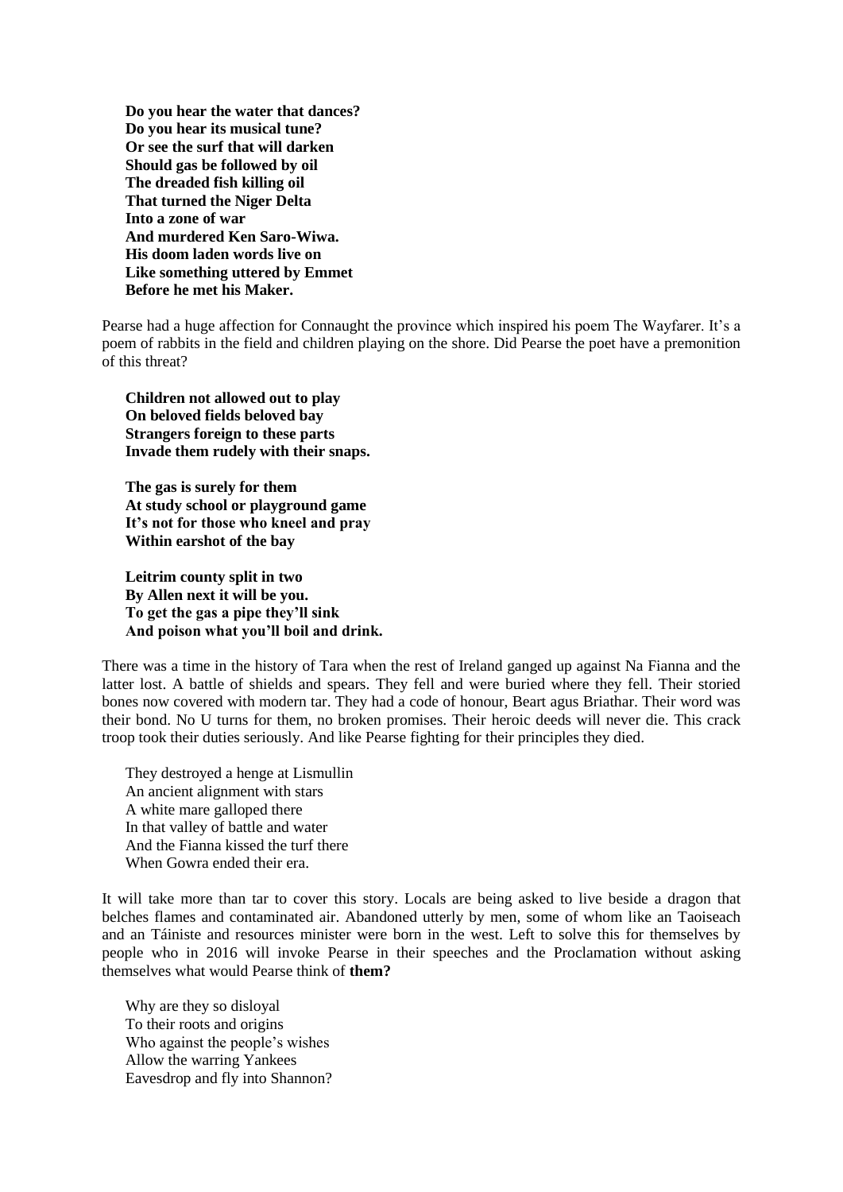**Do you hear the water that dances?**
**Do you hear its musical tune?**
**Or see the surf that will darken**
**Should gas be followed by oil**
**The dreaded fish killing oil**
**That turned the Niger Delta**
**Into a zone of war**
**And murdered Ken Saro-Wiwa.**
**His doom laden words live on**
**Like something uttered by Emmet**
**Before he met his Maker.**

Pearse had a huge affection for Connaught the province which inspired his poem The Wayfarer. It's a poem of rabbits in the field and children playing on the shore. Did Pearse the poet have a premonition of this threat?

**Children not allowed out to play**
**On beloved fields beloved bay**
**Strangers foreign to these parts**
**Invade them rudely with their snaps.**

**The gas is surely for them**
**At study school or playground game**
**It's not for those who kneel and pray**
**Within earshot of the bay**

**Leitrim county split in two**
**By Allen next it will be you.**
**To get the gas a pipe they'll sink**
**And poison what you'll boil and drink.**

There was a time in the history of Tara when the rest of Ireland ganged up against Na Fianna and the latter lost. A battle of shields and spears. They fell and were buried where they fell. Their storied bones now covered with modern tar. They had a code of honour, Beart agus Briathar. Their word was their bond. No U turns for them, no broken promises. Their heroic deeds will never die. This crack troop took their duties seriously. And like Pearse fighting for their principles they died.

They destroyed a henge at Lismullin
An ancient alignment with stars
A white mare galloped there
In that valley of battle and water
And the Fianna kissed the turf there
When Gowra ended their era.

It will take more than tar to cover this story. Locals are being asked to live beside a dragon that belches flames and contaminated air. Abandoned utterly by men, some of whom like an Taoiseach and an Táiniste and resources minister were born in the west. Left to solve this for themselves by people who in 2016 will invoke Pearse in their speeches and the Proclamation without asking themselves what would Pearse think of **them?**

Why are they so disloyal
To their roots and origins
Who against the people's wishes
Allow the warring Yankees
Eavesdrop and fly into Shannon?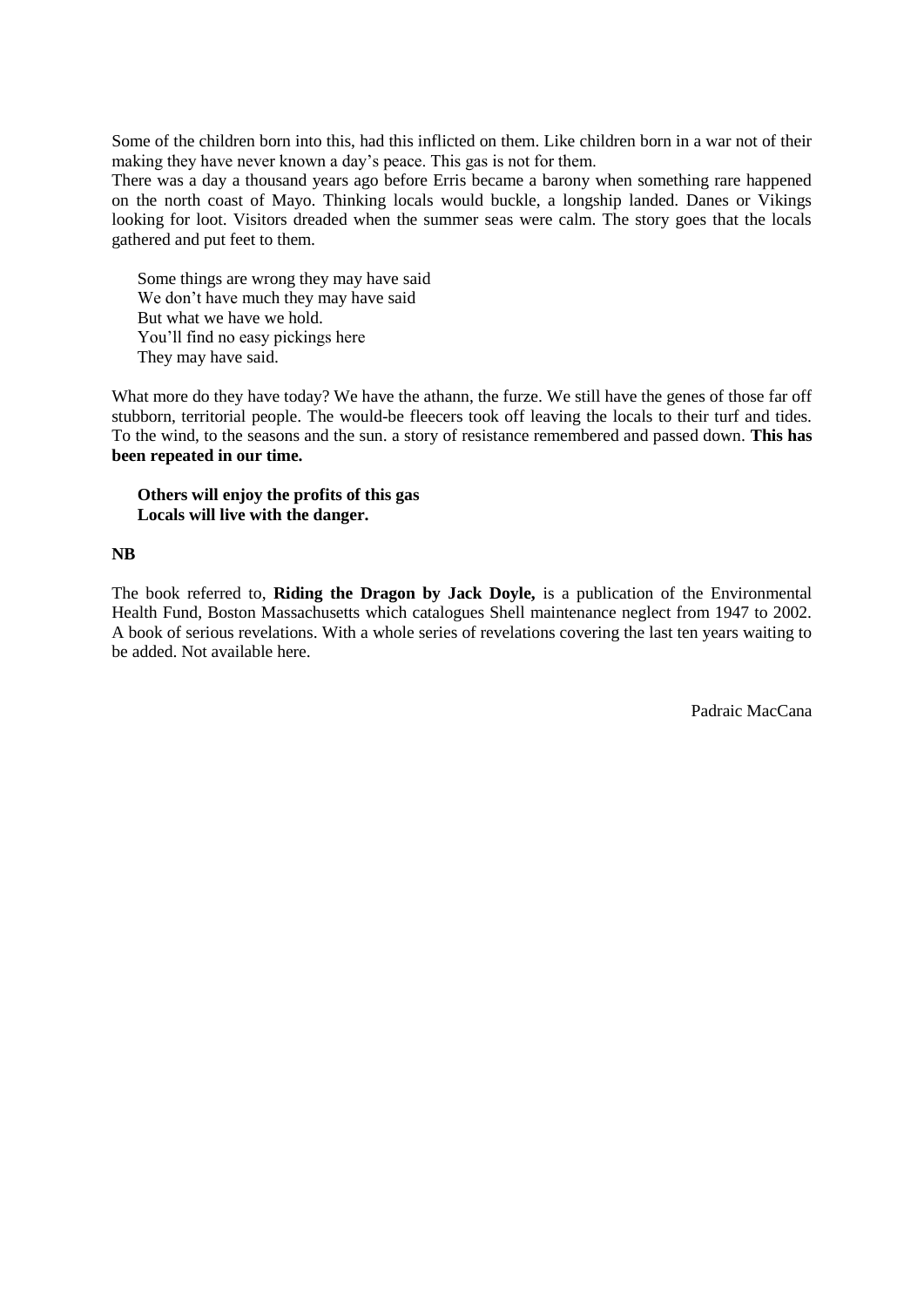Some of the children born into this, had this inflicted on them. Like children born in a war not of their making they have never known a day's peace. This gas is not for them.
There was a day a thousand years ago before Erris became a barony when something rare happened on the north coast of Mayo. Thinking locals would buckle, a longship landed. Danes or Vikings looking for loot. Visitors dreaded when the summer seas were calm. The story goes that the locals gathered and put feet to them.

> Some things are wrong they may have said
> We don't have much they may have said
> But what we have we hold.
> You'll find no easy pickings here
> They may have said.

What more do they have today? We have the athann, the furze. We still have the genes of those far off stubborn, territorial people. The would-be fleecers took off leaving the locals to their turf and tides. To the wind, to the seasons and the sun. a story of resistance remembered and passed down. **This has been repeated in our time.**

> **Others will enjoy the profits of this gas**
> **Locals will live with the danger.**

**NB**

The book referred to, **Riding the Dragon by Jack Doyle,** is a publication of the Environmental Health Fund, Boston Massachusetts which catalogues Shell maintenance neglect from 1947 to 2002. A book of serious revelations. With a whole series of revelations covering the last ten years waiting to be added. Not available here.

Padraic MacCana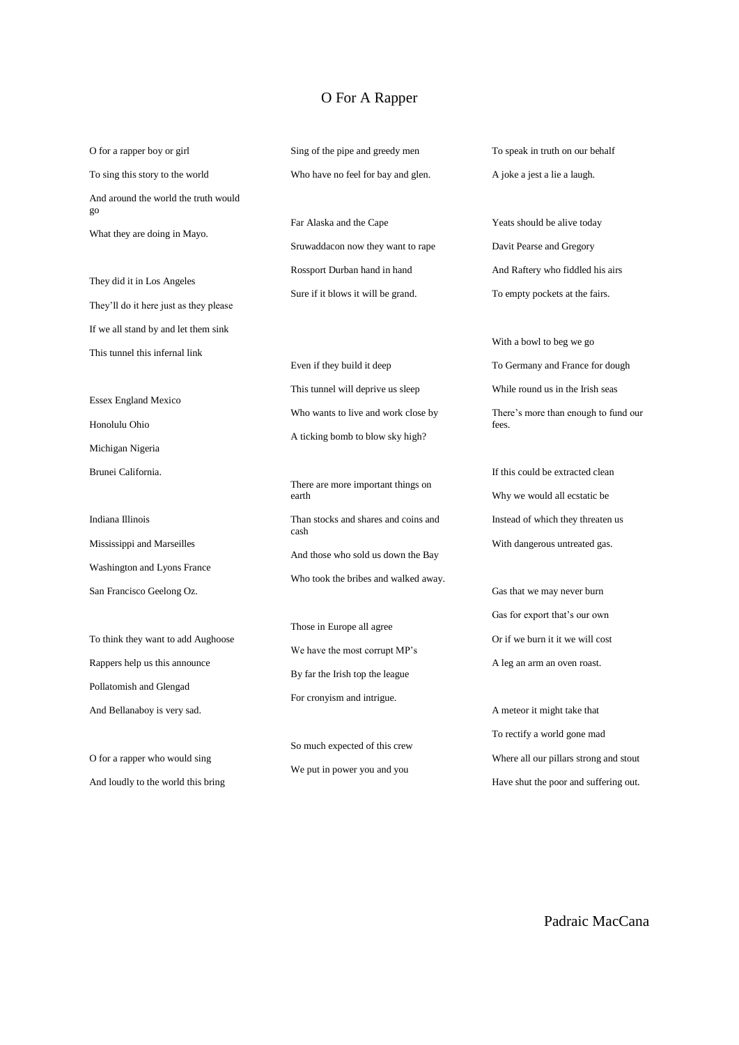# O For A Rapper

O for a rapper boy or girl  
To sing this story to the world  
And around the world the truth would go  
What they are doing in Mayo.

They did it in Los Angeles  
They'll do it here just as they please  
If we all stand by and let them sink  
This tunnel this infernal link

Essex England Mexico  
Honolulu Ohio  
Michigan Nigeria  
Brunei California.

Indiana Illinois  
Mississippi and Marseilles  
Washington and Lyons France  
San Francisco Geelong Oz.

To think they want to add Aughoose  
Rappers help us this announce  
Pollatomish and Glengad  
And Bellanaboy is very sad.

O for a rapper who would sing  
And loudly to the world this bring  
Sing of the pipe and greedy men  
Who have no feel for bay and glen.

Far Alaska and the Cape  
Sruwaddacon now they want to rape  
Rossport Durban hand in hand  
Sure if it blows it will be grand.

Even if they build it deep  
This tunnel will deprive us sleep  
Who wants to live and work close by  
A ticking bomb to blow sky high?

There are more important things on earth  
Than stocks and shares and coins and cash  
And those who sold us down the Bay  
Who took the bribes and walked away.

Those in Europe all agree  
We have the most corrupt MP's  
By far the Irish top the league  
For cronyism and intrigue.

So much expected of this crew  
We put in power you and you  
To speak in truth on our behalf  
A joke a jest a lie a laugh.

Yeats should be alive today  
Davit Pearse and Gregory  
And Raftery who fiddled his airs  
To empty pockets at the fairs.

With a bowl to beg we go  
To Germany and France for dough  
While round us in the Irish seas  
There's more than enough to fund our fees.

If this could be extracted clean  
Why we would all ecstatic be  
Instead of which they threaten us  
With dangerous untreated gas.

Gas that we may never burn  
Gas for export that's our own  
Or if we burn it it we will cost  
A leg an arm an oven roast.

A meteor it might take that  
To rectify a world gone mad  
Where all our pillars strong and stout  
Have shut the poor and suffering out.

Padraic MacCana